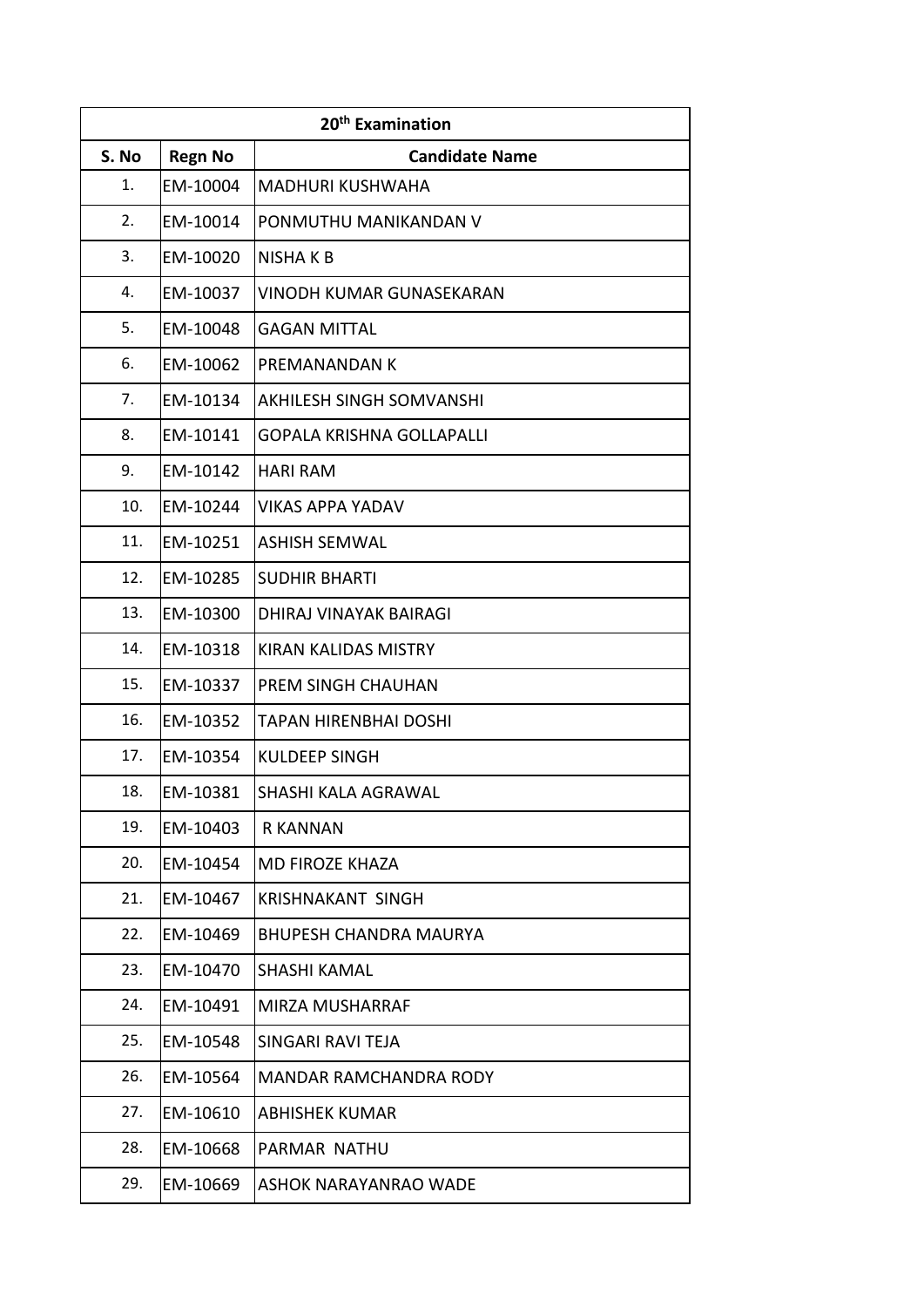| 20th Examination | | |
|---|---|---|
| **S. No** | **Regn No** | **Candidate Name** |
| 1. | EM-10004 | MADHURI KUSHWAHA |
| 2. | EM-10014 | PONMUTHU MANIKANDAN V |
| 3. | EM-10020 | NISHA K B |
| 4. | EM-10037 | VINODH KUMAR GUNASEKARAN |
| 5. | EM-10048 | GAGAN MITTAL |
| 6. | EM-10062 | PREMANANDAN K |
| 7. | EM-10134 | AKHILESH SINGH SOMVANSHI |
| 8. | EM-10141 | GOPALA KRISHNA GOLLAPALLI |
| 9. | EM-10142 | HARI RAM |
| 10. | EM-10244 | VIKAS APPA YADAV |
| 11. | EM-10251 | ASHISH SEMWAL |
| 12. | EM-10285 | SUDHIR BHARTI |
| 13. | EM-10300 | DHIRAJ VINAYAK BAIRAGI |
| 14. | EM-10318 | KIRAN KALIDAS MISTRY |
| 15. | EM-10337 | PREM SINGH CHAUHAN |
| 16. | EM-10352 | TAPAN HIRENBHAI DOSHI |
| 17. | EM-10354 | KULDEEP SINGH |
| 18. | EM-10381 | SHASHI KALA AGRAWAL |
| 19. | EM-10403 | R KANNAN |
| 20. | EM-10454 | MD FIROZE KHAZA |
| 21. | EM-10467 | KRISHNAKANT SINGH |
| 22. | EM-10469 | BHUPESH CHANDRA MAURYA |
| 23. | EM-10470 | SHASHI KAMAL |
| 24. | EM-10491 | MIRZA MUSHARRAF |
| 25. | EM-10548 | SINGARI RAVI TEJA |
| 26. | EM-10564 | MANDAR RAMCHANDRA RODY |
| 27. | EM-10610 | ABHISHEK KUMAR |
| 28. | EM-10668 | PARMAR NATHU |
| 29. | EM-10669 | ASHOK NARAYANRAO WADE |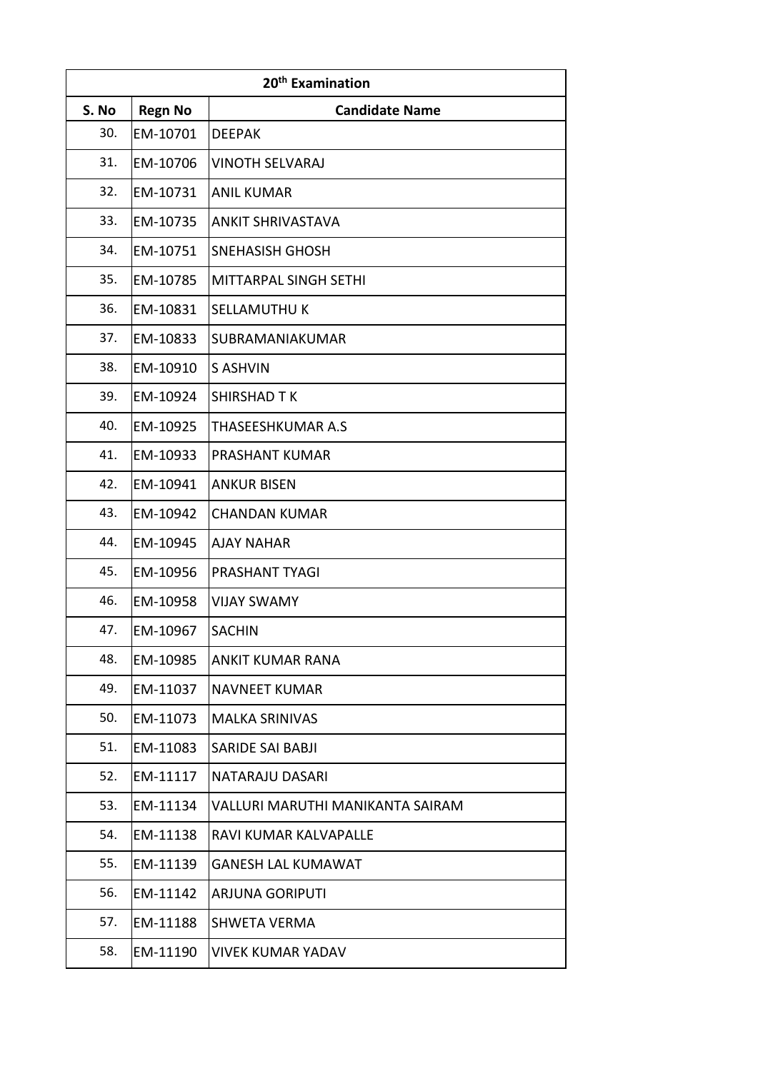| 20th Examination | | |
|---|---|---|
| S. No | Regn No | Candidate Name |
| 30. | EM-10701 | DEEPAK |
| 31. | EM-10706 | VINOTH SELVARAJ |
| 32. | EM-10731 | ANIL KUMAR |
| 33. | EM-10735 | ANKIT SHRIVASTAVA |
| 34. | EM-10751 | SNEHASISH GHOSH |
| 35. | EM-10785 | MITTARPAL SINGH SETHI |
| 36. | EM-10831 | SELLAMUTHU K |
| 37. | EM-10833 | SUBRAMANIAKUMAR |
| 38. | EM-10910 | S ASHVIN |
| 39. | EM-10924 | SHIRSHAD T K |
| 40. | EM-10925 | THASEESHKUMAR A.S |
| 41. | EM-10933 | PRASHANT KUMAR |
| 42. | EM-10941 | ANKUR BISEN |
| 43. | EM-10942 | CHANDAN KUMAR |
| 44. | EM-10945 | AJAY NAHAR |
| 45. | EM-10956 | PRASHANT TYAGI |
| 46. | EM-10958 | VIJAY SWAMY |
| 47. | EM-10967 | SACHIN |
| 48. | EM-10985 | ANKIT KUMAR RANA |
| 49. | EM-11037 | NAVNEET KUMAR |
| 50. | EM-11073 | MALKA SRINIVAS |
| 51. | EM-11083 | SARIDE SAI BABJI |
| 52. | EM-11117 | NATARAJU DASARI |
| 53. | EM-11134 | VALLURI MARUTHI MANIKANTA SAIRAM |
| 54. | EM-11138 | RAVI KUMAR KALVAPALLE |
| 55. | EM-11139 | GANESH LAL KUMAWAT |
| 56. | EM-11142 | ARJUNA GORIPUTI |
| 57. | EM-11188 | SHWETA VERMA |
| 58. | EM-11190 | VIVEK KUMAR YADAV |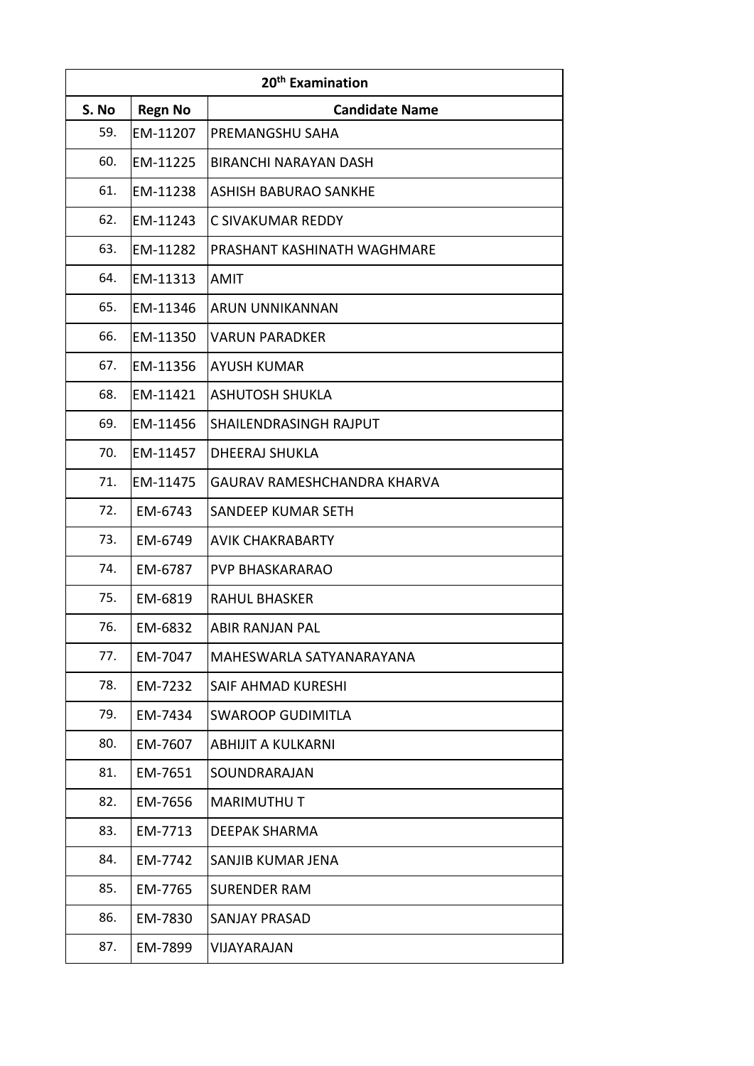| 20th Examination | | |
|---|---|---|
| **S. No** | **Regn No** | **Candidate Name** |
| 59. | EM-11207 | PREMANGSHU SAHA |
| 60. | EM-11225 | BIRANCHI NARAYAN DASH |
| 61. | EM-11238 | ASHISH BABURAO SANKHE |
| 62. | EM-11243 | C SIVAKUMAR REDDY |
| 63. | EM-11282 | PRASHANT KASHINATH WAGHMARE |
| 64. | EM-11313 | AMIT |
| 65. | EM-11346 | ARUN UNNIKANNAN |
| 66. | EM-11350 | VARUN PARADKER |
| 67. | EM-11356 | AYUSH KUMAR |
| 68. | EM-11421 | ASHUTOSH SHUKLA |
| 69. | EM-11456 | SHAILENDRASINGH RAJPUT |
| 70. | EM-11457 | DHEERAJ SHUKLA |
| 71. | EM-11475 | GAURAV RAMESHCHANDRA KHARVA |
| 72. | EM-6743 | SANDEEP KUMAR SETH |
| 73. | EM-6749 | AVIK CHAKRABARTY |
| 74. | EM-6787 | PVP BHASKARARAO |
| 75. | EM-6819 | RAHUL BHASKER |
| 76. | EM-6832 | ABIR RANJAN PAL |
| 77. | EM-7047 | MAHESWARLA SATYANARAYANA |
| 78. | EM-7232 | SAIF AHMAD KURESHI |
| 79. | EM-7434 | SWAROOP GUDIMITLA |
| 80. | EM-7607 | ABHIJIT A KULKARNI |
| 81. | EM-7651 | SOUNDRARAJAN |
| 82. | EM-7656 | MARIMUTHU T |
| 83. | EM-7713 | DEEPAK SHARMA |
| 84. | EM-7742 | SANJIB KUMAR JENA |
| 85. | EM-7765 | SURENDER RAM |
| 86. | EM-7830 | SANJAY PRASAD |
| 87. | EM-7899 | VIJAYARAJAN |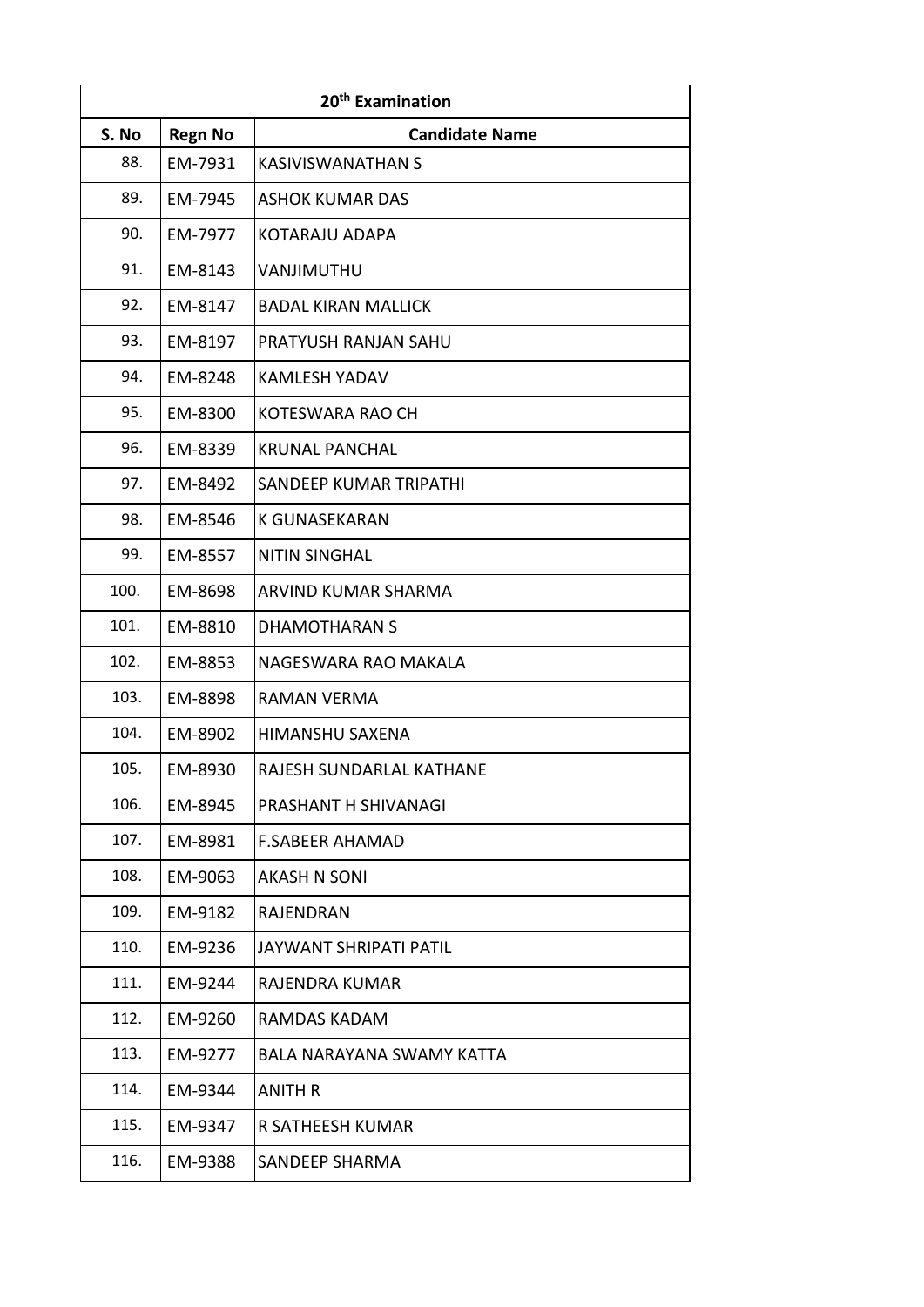| 20th Examination | | |
|---|---|---|
| **S. No** | **Regn No** | **Candidate Name** |
| 88. | EM-7931 | KASIVISWANATHAN S |
| 89. | EM-7945 | ASHOK KUMAR DAS |
| 90. | EM-7977 | KOTARAJU ADAPA |
| 91. | EM-8143 | VANJIMUTHU |
| 92. | EM-8147 | BADAL KIRAN MALLICK |
| 93. | EM-8197 | PRATYUSH RANJAN SAHU |
| 94. | EM-8248 | KAMLESH YADAV |
| 95. | EM-8300 | KOTESWARA RAO CH |
| 96. | EM-8339 | KRUNAL PANCHAL |
| 97. | EM-8492 | SANDEEP KUMAR TRIPATHI |
| 98. | EM-8546 | K GUNASEKARAN |
| 99. | EM-8557 | NITIN SINGHAL |
| 100. | EM-8698 | ARVIND KUMAR SHARMA |
| 101. | EM-8810 | DHAMOTHARAN S |
| 102. | EM-8853 | NAGESWARA RAO MAKALA |
| 103. | EM-8898 | RAMAN VERMA |
| 104. | EM-8902 | HIMANSHU SAXENA |
| 105. | EM-8930 | RAJESH SUNDARLAL KATHANE |
| 106. | EM-8945 | PRASHANT H SHIVANAGI |
| 107. | EM-8981 | F.SABEER AHAMAD |
| 108. | EM-9063 | AKASH N SONI |
| 109. | EM-9182 | RAJENDRAN |
| 110. | EM-9236 | JAYWANT SHRIPATI PATIL |
| 111. | EM-9244 | RAJENDRA KUMAR |
| 112. | EM-9260 | RAMDAS KADAM |
| 113. | EM-9277 | BALA NARAYANA SWAMY KATTA |
| 114. | EM-9344 | ANITH R |
| 115. | EM-9347 | R SATHEESH KUMAR |
| 116. | EM-9388 | SANDEEP SHARMA |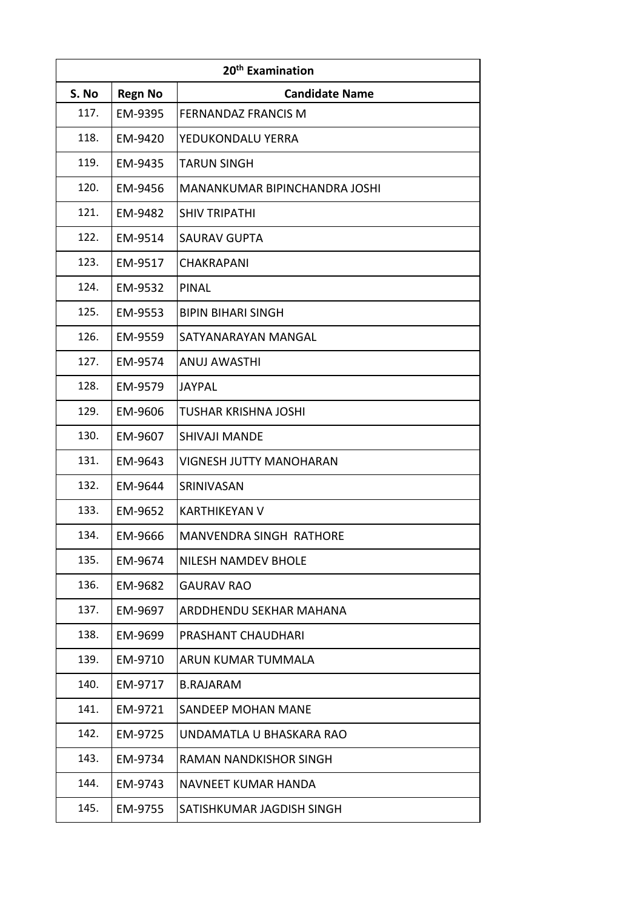| 20th Examination | | |
|---|---|---|
| **S. No** | **Regn No** | **Candidate Name** |
| 117. | EM-9395 | FERNANDAZ FRANCIS M |
| 118. | EM-9420 | YEDUKONDALU YERRA |
| 119. | EM-9435 | TARUN SINGH |
| 120. | EM-9456 | MANANKUMAR BIPINCHANDRA JOSHI |
| 121. | EM-9482 | SHIV TRIPATHI |
| 122. | EM-9514 | SAURAV GUPTA |
| 123. | EM-9517 | CHAKRAPANI |
| 124. | EM-9532 | PINAL |
| 125. | EM-9553 | BIPIN BIHARI SINGH |
| 126. | EM-9559 | SATYANARAYAN MANGAL |
| 127. | EM-9574 | ANUJ AWASTHI |
| 128. | EM-9579 | JAYPAL |
| 129. | EM-9606 | TUSHAR KRISHNA JOSHI |
| 130. | EM-9607 | SHIVAJI MANDE |
| 131. | EM-9643 | VIGNESH JUTTY MANOHARAN |
| 132. | EM-9644 | SRINIVASAN |
| 133. | EM-9652 | KARTHIKEYAN V |
| 134. | EM-9666 | MANVENDRA SINGH RATHORE |
| 135. | EM-9674 | NILESH NAMDEV BHOLE |
| 136. | EM-9682 | GAURAV RAO |
| 137. | EM-9697 | ARDDHENDU SEKHAR MAHANA |
| 138. | EM-9699 | PRASHANT CHAUDHARI |
| 139. | EM-9710 | ARUN KUMAR TUMMALA |
| 140. | EM-9717 | B.RAJARAM |
| 141. | EM-9721 | SANDEEP MOHAN MANE |
| 142. | EM-9725 | UNDAMATLA U BHASKARA RAO |
| 143. | EM-9734 | RAMAN NANDKISHOR SINGH |
| 144. | EM-9743 | NAVNEET KUMAR HANDA |
| 145. | EM-9755 | SATISHKUMAR JAGDISH SINGH |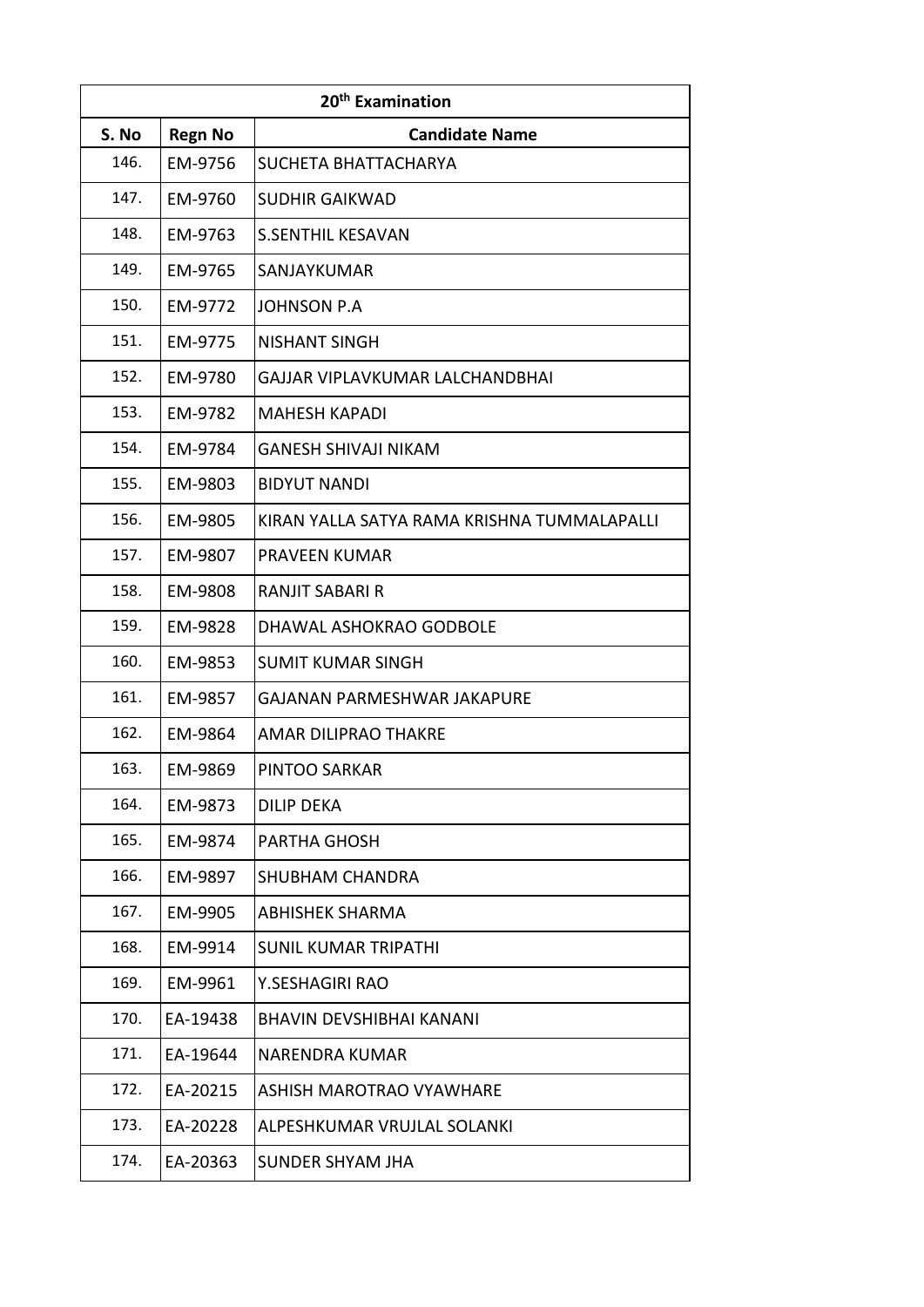| 20th Examination | | |
|---|---|---|
| S. No | Regn No | Candidate Name |
| 146. | EM-9756 | SUCHETA BHATTACHARYA |
| 147. | EM-9760 | SUDHIR GAIKWAD |
| 148. | EM-9763 | S.SENTHIL KESAVAN |
| 149. | EM-9765 | SANJAYKUMAR |
| 150. | EM-9772 | JOHNSON P.A |
| 151. | EM-9775 | NISHANT SINGH |
| 152. | EM-9780 | GAJJAR VIPLAVKUMAR LALCHANDBHAI |
| 153. | EM-9782 | MAHESH KAPADI |
| 154. | EM-9784 | GANESH SHIVAJI NIKAM |
| 155. | EM-9803 | BIDYUT NANDI |
| 156. | EM-9805 | KIRAN YALLA SATYA RAMA KRISHNA TUMMALAPALLI |
| 157. | EM-9807 | PRAVEEN KUMAR |
| 158. | EM-9808 | RANJIT SABARI R |
| 159. | EM-9828 | DHAWAL ASHOKRAO GODBOLE |
| 160. | EM-9853 | SUMIT KUMAR SINGH |
| 161. | EM-9857 | GAJANAN PARMESHWAR JAKAPURE |
| 162. | EM-9864 | AMAR DILIPRAO THAKRE |
| 163. | EM-9869 | PINTOO SARKAR |
| 164. | EM-9873 | DILIP DEKA |
| 165. | EM-9874 | PARTHA GHOSH |
| 166. | EM-9897 | SHUBHAM CHANDRA |
| 167. | EM-9905 | ABHISHEK SHARMA |
| 168. | EM-9914 | SUNIL KUMAR TRIPATHI |
| 169. | EM-9961 | Y.SESHAGIRI RAO |
| 170. | EA-19438 | BHAVIN DEVSHIBHAI KANANI |
| 171. | EA-19644 | NARENDRA KUMAR |
| 172. | EA-20215 | ASHISH MAROTRAO VYAWHARE |
| 173. | EA-20228 | ALPESHKUMAR VRUJLAL SOLANKI |
| 174. | EA-20363 | SUNDER SHYAM JHA |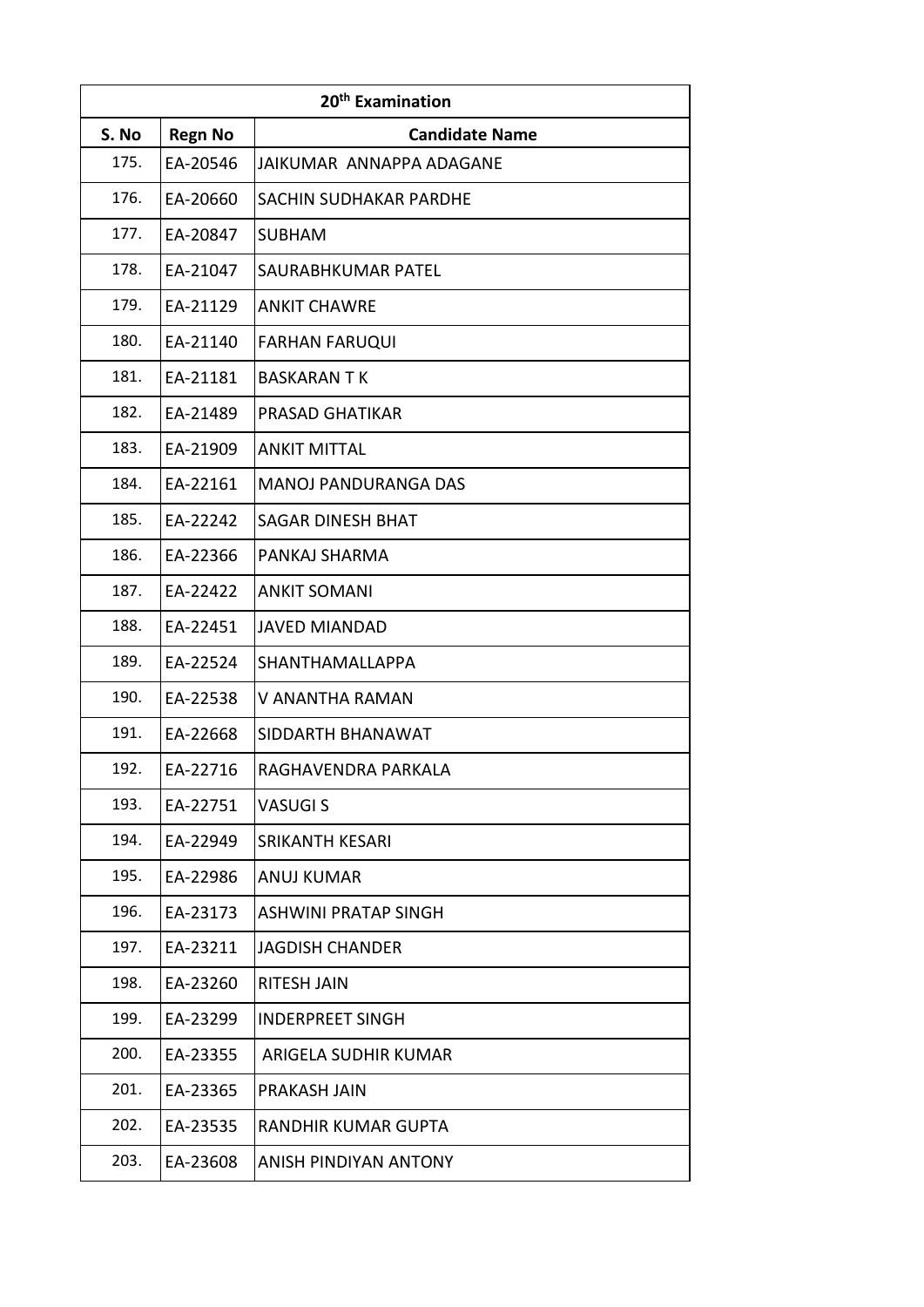| 20th Examination | | |
|---|---|---|
| **S. No** | **Regn No** | **Candidate Name** |
| 175. | EA-20546 | JAIKUMAR ANNAPPA ADAGANE |
| 176. | EA-20660 | SACHIN SUDHAKAR PARDHE |
| 177. | EA-20847 | SUBHAM |
| 178. | EA-21047 | SAURABHKUMAR PATEL |
| 179. | EA-21129 | ANKIT CHAWRE |
| 180. | EA-21140 | FARHAN FARUQUI |
| 181. | EA-21181 | BASKARAN T K |
| 182. | EA-21489 | PRASAD GHATIKAR |
| 183. | EA-21909 | ANKIT MITTAL |
| 184. | EA-22161 | MANOJ PANDURANGA DAS |
| 185. | EA-22242 | SAGAR DINESH BHAT |
| 186. | EA-22366 | PANKAJ SHARMA |
| 187. | EA-22422 | ANKIT SOMANI |
| 188. | EA-22451 | JAVED MIANDAD |
| 189. | EA-22524 | SHANTHAMALLAPPA |
| 190. | EA-22538 | V ANANTHA RAMAN |
| 191. | EA-22668 | SIDDARTH BHANAWAT |
| 192. | EA-22716 | RAGHAVENDRA PARKALA |
| 193. | EA-22751 | VASUGI S |
| 194. | EA-22949 | SRIKANTH KESARI |
| 195. | EA-22986 | ANUJ KUMAR |
| 196. | EA-23173 | ASHWINI PRATAP SINGH |
| 197. | EA-23211 | JAGDISH CHANDER |
| 198. | EA-23260 | RITESH JAIN |
| 199. | EA-23299 | INDERPREET SINGH |
| 200. | EA-23355 | ARIGELA SUDHIR KUMAR |
| 201. | EA-23365 | PRAKASH JAIN |
| 202. | EA-23535 | RANDHIR KUMAR GUPTA |
| 203. | EA-23608 | ANISH PINDIYAN ANTONY |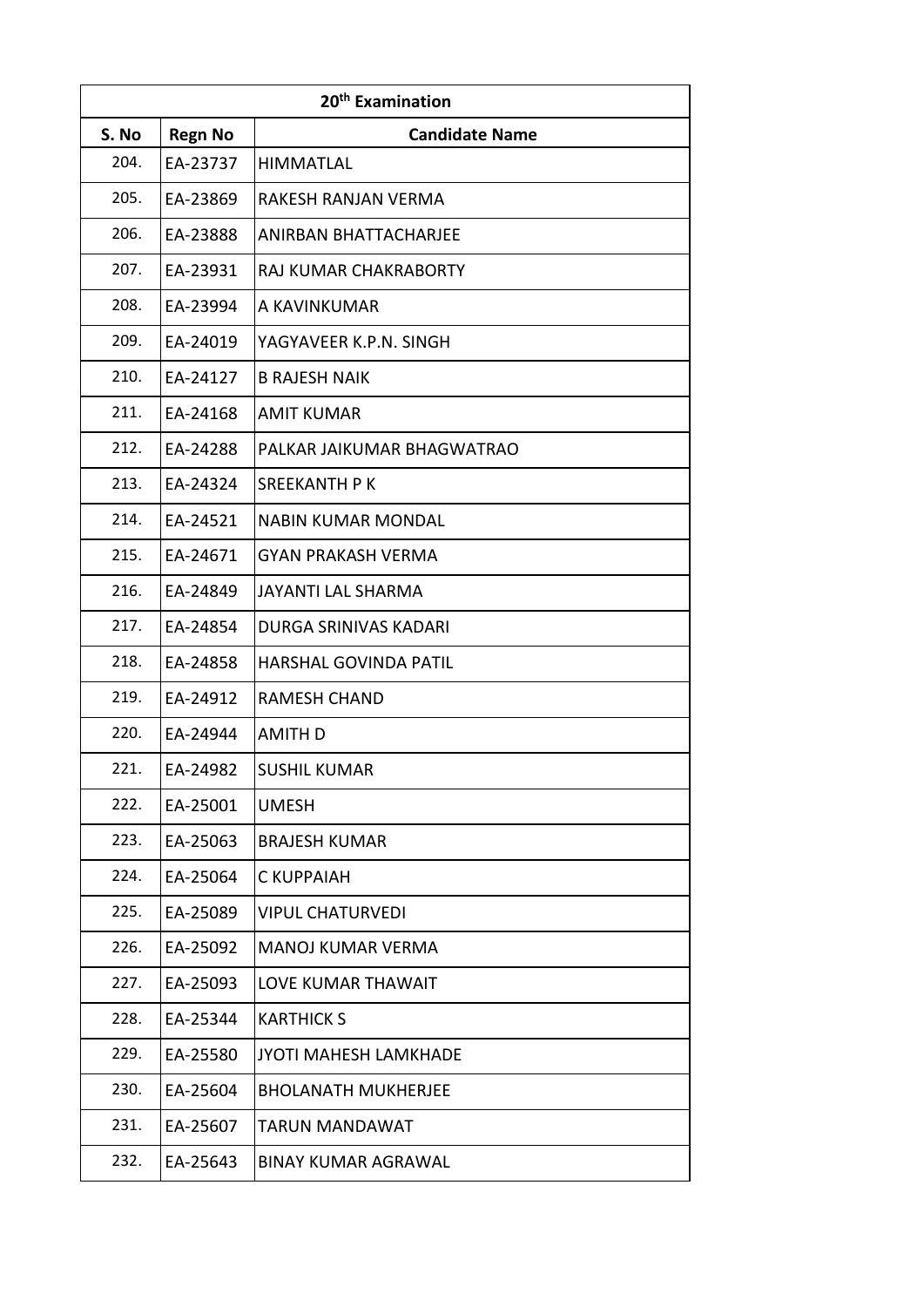| 20th Examination | | |
|---|---|---|
| S. No | Regn No | Candidate Name |
| 204. | EA-23737 | HIMMATLAL |
| 205. | EA-23869 | RAKESH RANJAN VERMA |
| 206. | EA-23888 | ANIRBAN BHATTACHARJEE |
| 207. | EA-23931 | RAJ KUMAR CHAKRABORTY |
| 208. | EA-23994 | A KAVINKUMAR |
| 209. | EA-24019 | YAGYAVEER K.P.N. SINGH |
| 210. | EA-24127 | B RAJESH NAIK |
| 211. | EA-24168 | AMIT KUMAR |
| 212. | EA-24288 | PALKAR JAIKUMAR BHAGWATRAO |
| 213. | EA-24324 | SREEKANTH P K |
| 214. | EA-24521 | NABIN KUMAR MONDAL |
| 215. | EA-24671 | GYAN PRAKASH VERMA |
| 216. | EA-24849 | JAYANTI LAL SHARMA |
| 217. | EA-24854 | DURGA SRINIVAS KADARI |
| 218. | EA-24858 | HARSHAL GOVINDA PATIL |
| 219. | EA-24912 | RAMESH CHAND |
| 220. | EA-24944 | AMITH D |
| 221. | EA-24982 | SUSHIL KUMAR |
| 222. | EA-25001 | UMESH |
| 223. | EA-25063 | BRAJESH KUMAR |
| 224. | EA-25064 | C KUPPAIAH |
| 225. | EA-25089 | VIPUL CHATURVEDI |
| 226. | EA-25092 | MANOJ KUMAR VERMA |
| 227. | EA-25093 | LOVE KUMAR THAWAIT |
| 228. | EA-25344 | KARTHICK S |
| 229. | EA-25580 | JYOTI MAHESH LAMKHADE |
| 230. | EA-25604 | BHOLANATH MUKHERJEE |
| 231. | EA-25607 | TARUN MANDAWAT |
| 232. | EA-25643 | BINAY KUMAR AGRAWAL |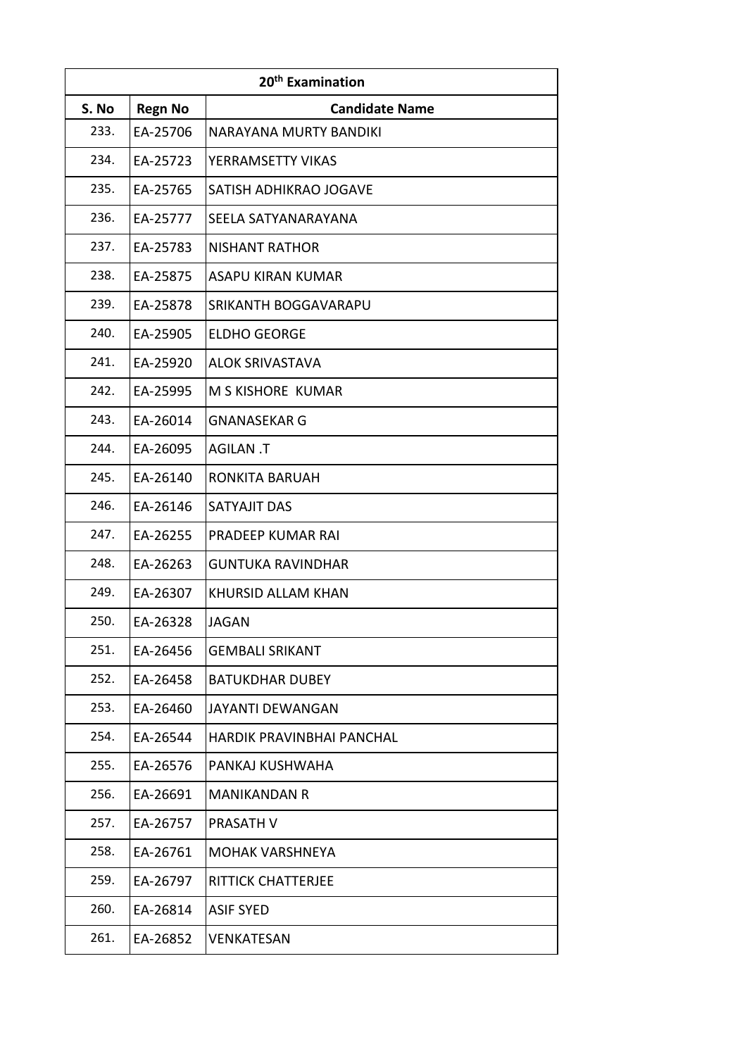| 20th Examination | | |
|---|---|---|
| S. No | Regn No | Candidate Name |
| 233. | EA-25706 | NARAYANA MURTY BANDIKI |
| 234. | EA-25723 | YERRAMSETTY VIKAS |
| 235. | EA-25765 | SATISH ADHIKRAO JOGAVE |
| 236. | EA-25777 | SEELA SATYANARAYANA |
| 237. | EA-25783 | NISHANT RATHOR |
| 238. | EA-25875 | ASAPU KIRAN KUMAR |
| 239. | EA-25878 | SRIKANTH BOGGAVARAPU |
| 240. | EA-25905 | ELDHO GEORGE |
| 241. | EA-25920 | ALOK SRIVASTAVA |
| 242. | EA-25995 | M S KISHORE KUMAR |
| 243. | EA-26014 | GNANASEKAR G |
| 244. | EA-26095 | AGILAN .T |
| 245. | EA-26140 | RONKITA BARUAH |
| 246. | EA-26146 | SATYAJIT DAS |
| 247. | EA-26255 | PRADEEP KUMAR RAI |
| 248. | EA-26263 | GUNTUKA RAVINDHAR |
| 249. | EA-26307 | KHURSID ALLAM KHAN |
| 250. | EA-26328 | JAGAN |
| 251. | EA-26456 | GEMBALI SRIKANT |
| 252. | EA-26458 | BATUKDHAR DUBEY |
| 253. | EA-26460 | JAYANTI DEWANGAN |
| 254. | EA-26544 | HARDIK PRAVINBHAI PANCHAL |
| 255. | EA-26576 | PANKAJ KUSHWAHA |
| 256. | EA-26691 | MANIKANDAN R |
| 257. | EA-26757 | PRASATH V |
| 258. | EA-26761 | MOHAK VARSHNEYA |
| 259. | EA-26797 | RITTICK CHATTERJEE |
| 260. | EA-26814 | ASIF SYED |
| 261. | EA-26852 | VENKATESAN |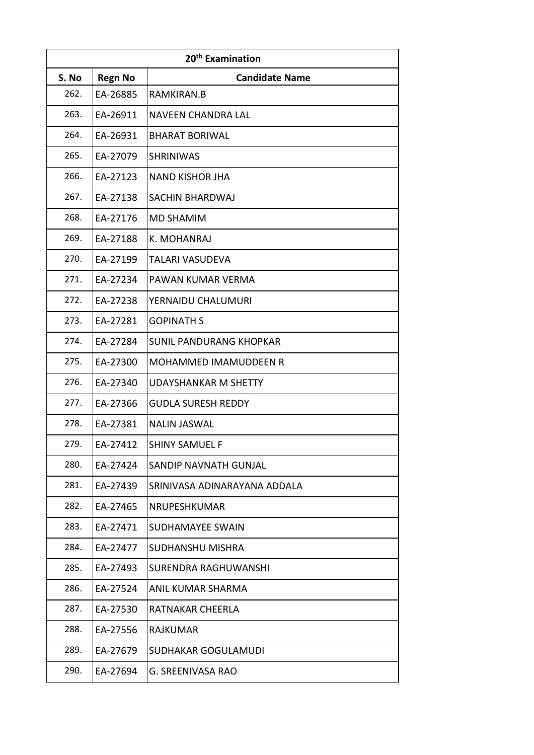| 20th Examination | | |
|---|---|---|
| **S. No** | **Regn No** | **Candidate Name** |
| 262. | EA-26885 | RAMKIRAN.B |
| 263. | EA-26911 | NAVEEN CHANDRA LAL |
| 264. | EA-26931 | BHARAT BORIWAL |
| 265. | EA-27079 | SHRINIWAS |
| 266. | EA-27123 | NAND KISHOR JHA |
| 267. | EA-27138 | SACHIN BHARDWAJ |
| 268. | EA-27176 | MD SHAMIM |
| 269. | EA-27188 | K. MOHANRAJ |
| 270. | EA-27199 | TALARI VASUDEVA |
| 271. | EA-27234 | PAWAN KUMAR VERMA |
| 272. | EA-27238 | YERNAIDU CHALUMURI |
| 273. | EA-27281 | GOPINATH S |
| 274. | EA-27284 | SUNIL PANDURANG KHOPKAR |
| 275. | EA-27300 | MOHAMMED IMAMUDDEEN R |
| 276. | EA-27340 | UDAYSHANKAR M SHETTY |
| 277. | EA-27366 | GUDLA SURESH REDDY |
| 278. | EA-27381 | NALIN JASWAL |
| 279. | EA-27412 | SHINY SAMUEL F |
| 280. | EA-27424 | SANDIP NAVNATH GUNJAL |
| 281. | EA-27439 | SRINIVASA ADINARAYANA ADDALA |
| 282. | EA-27465 | NRUPESHKUMAR |
| 283. | EA-27471 | SUDHAMAYEE SWAIN |
| 284. | EA-27477 | SUDHANSHU MISHRA |
| 285. | EA-27493 | SURENDRA RAGHUWANSHI |
| 286. | EA-27524 | ANIL KUMAR SHARMA |
| 287. | EA-27530 | RATNAKAR CHEERLA |
| 288. | EA-27556 | RAJKUMAR |
| 289. | EA-27679 | SUDHAKAR GOGULAMUDI |
| 290. | EA-27694 | G. SREENIVASA RAO |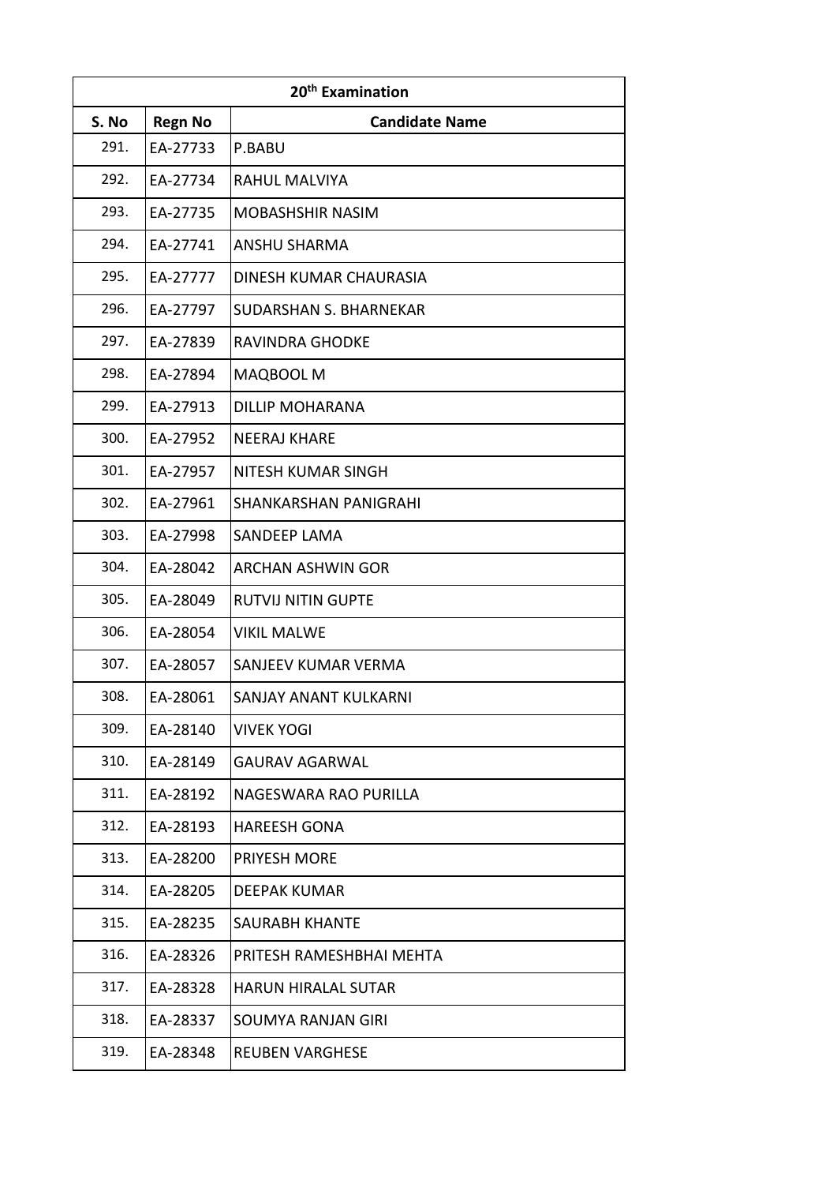| 20th Examination | | |
|---|---|---|
| **S. No** | **Regn No** | **Candidate Name** |
| 291. | EA-27733 | P.BABU |
| 292. | EA-27734 | RAHUL MALVIYA |
| 293. | EA-27735 | MOBASHSHIR NASIM |
| 294. | EA-27741 | ANSHU SHARMA |
| 295. | EA-27777 | DINESH KUMAR CHAURASIA |
| 296. | EA-27797 | SUDARSHAN S. BHARNEKAR |
| 297. | EA-27839 | RAVINDRA GHODKE |
| 298. | EA-27894 | MAQBOOL M |
| 299. | EA-27913 | DILLIP MOHARANA |
| 300. | EA-27952 | NEERAJ KHARE |
| 301. | EA-27957 | NITESH KUMAR SINGH |
| 302. | EA-27961 | SHANKARSHAN PANIGRAHI |
| 303. | EA-27998 | SANDEEP LAMA |
| 304. | EA-28042 | ARCHAN ASHWIN GOR |
| 305. | EA-28049 | RUTVIJ NITIN GUPTE |
| 306. | EA-28054 | VIKIL MALWE |
| 307. | EA-28057 | SANJEEV KUMAR VERMA |
| 308. | EA-28061 | SANJAY ANANT KULKARNI |
| 309. | EA-28140 | VIVEK YOGI |
| 310. | EA-28149 | GAURAV AGARWAL |
| 311. | EA-28192 | NAGESWARA RAO PURILLA |
| 312. | EA-28193 | HAREESH GONA |
| 313. | EA-28200 | PRIYESH MORE |
| 314. | EA-28205 | DEEPAK KUMAR |
| 315. | EA-28235 | SAURABH KHANTE |
| 316. | EA-28326 | PRITESH RAMESHBHAI MEHTA |
| 317. | EA-28328 | HARUN HIRALAL SUTAR |
| 318. | EA-28337 | SOUMYA RANJAN GIRI |
| 319. | EA-28348 | REUBEN VARGHESE |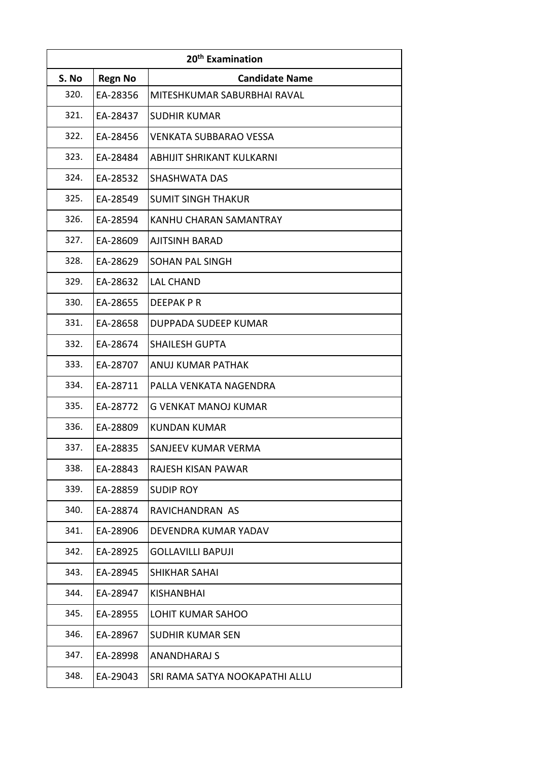| 20th Examination | | |
|---|---|---|
| S. No | Regn No | Candidate Name |
| 320. | EA-28356 | MITESHKUMAR SABURBHAI RAVAL |
| 321. | EA-28437 | SUDHIR KUMAR |
| 322. | EA-28456 | VENKATA SUBBARAO VESSA |
| 323. | EA-28484 | ABHIJIT SHRIKANT KULKARNI |
| 324. | EA-28532 | SHASHWATA DAS |
| 325. | EA-28549 | SUMIT SINGH THAKUR |
| 326. | EA-28594 | KANHU CHARAN SAMANTRAY |
| 327. | EA-28609 | AJITSINH BARAD |
| 328. | EA-28629 | SOHAN PAL SINGH |
| 329. | EA-28632 | LAL CHAND |
| 330. | EA-28655 | DEEPAK P R |
| 331. | EA-28658 | DUPPADA SUDEEP KUMAR |
| 332. | EA-28674 | SHAILESH GUPTA |
| 333. | EA-28707 | ANUJ KUMAR PATHAK |
| 334. | EA-28711 | PALLA VENKATA NAGENDRA |
| 335. | EA-28772 | G VENKAT MANOJ KUMAR |
| 336. | EA-28809 | KUNDAN KUMAR |
| 337. | EA-28835 | SANJEEV KUMAR VERMA |
| 338. | EA-28843 | RAJESH KISAN PAWAR |
| 339. | EA-28859 | SUDIP ROY |
| 340. | EA-28874 | RAVICHANDRAN AS |
| 341. | EA-28906 | DEVENDRA KUMAR YADAV |
| 342. | EA-28925 | GOLLAVILLI BAPUJI |
| 343. | EA-28945 | SHIKHAR SAHAI |
| 344. | EA-28947 | KISHANBHAI |
| 345. | EA-28955 | LOHIT KUMAR SAHOO |
| 346. | EA-28967 | SUDHIR KUMAR SEN |
| 347. | EA-28998 | ANANDHARAJ S |
| 348. | EA-29043 | SRI RAMA SATYA NOOKAPATHI ALLU |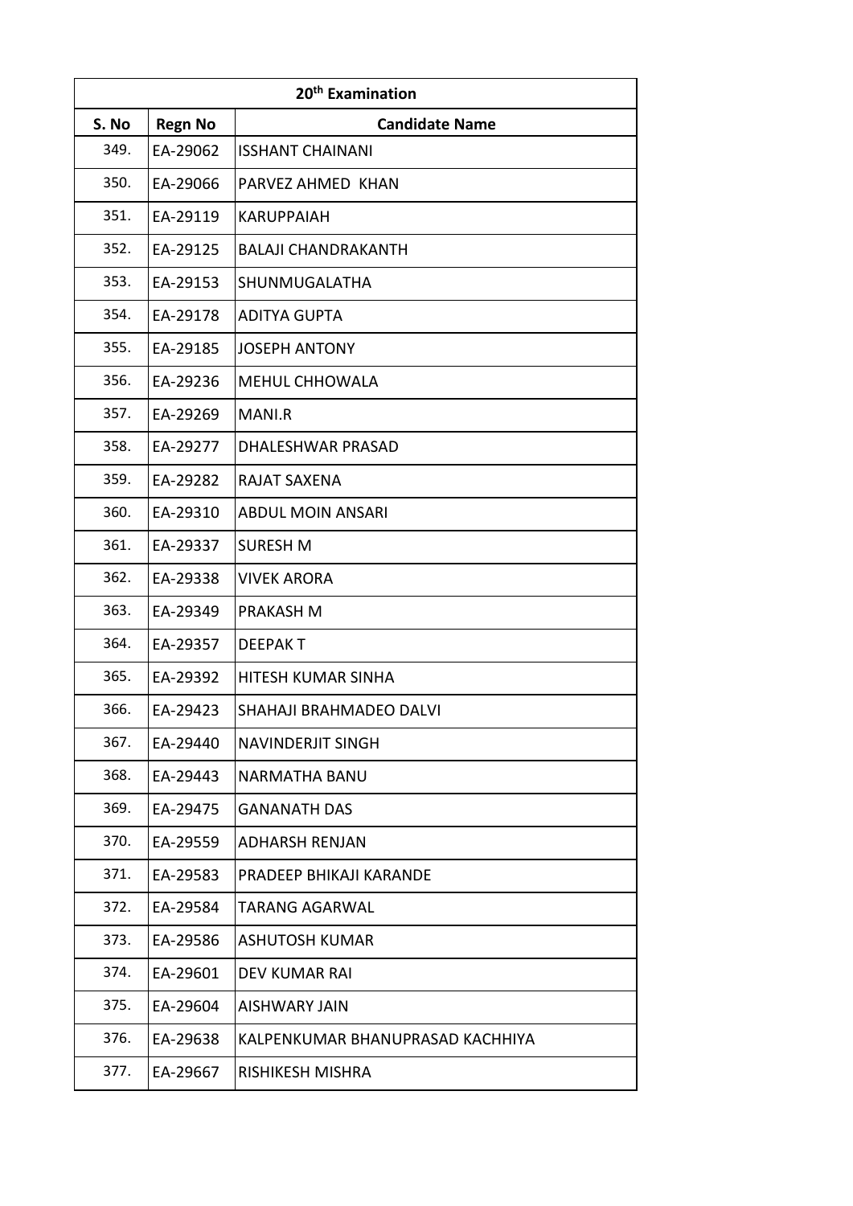| 20th Examination | | |
|---|---|---|
| S. No | Regn No | Candidate Name |
| 349. | EA-29062 | ISSHANT CHAINANI |
| 350. | EA-29066 | PARVEZ AHMED KHAN |
| 351. | EA-29119 | KARUPPAIAH |
| 352. | EA-29125 | BALAJI CHANDRAKANTH |
| 353. | EA-29153 | SHUNMUGALATHA |
| 354. | EA-29178 | ADITYA GUPTA |
| 355. | EA-29185 | JOSEPH ANTONY |
| 356. | EA-29236 | MEHUL CHHOWALA |
| 357. | EA-29269 | MANI.R |
| 358. | EA-29277 | DHALESHWAR PRASAD |
| 359. | EA-29282 | RAJAT SAXENA |
| 360. | EA-29310 | ABDUL MOIN ANSARI |
| 361. | EA-29337 | SURESH M |
| 362. | EA-29338 | VIVEK ARORA |
| 363. | EA-29349 | PRAKASH M |
| 364. | EA-29357 | DEEPAK T |
| 365. | EA-29392 | HITESH KUMAR SINHA |
| 366. | EA-29423 | SHAHAJI BRAHMADEO DALVI |
| 367. | EA-29440 | NAVINDERJIT SINGH |
| 368. | EA-29443 | NARMATHA BANU |
| 369. | EA-29475 | GANANATH DAS |
| 370. | EA-29559 | ADHARSH RENJAN |
| 371. | EA-29583 | PRADEEP BHIKAJI KARANDE |
| 372. | EA-29584 | TARANG AGARWAL |
| 373. | EA-29586 | ASHUTOSH KUMAR |
| 374. | EA-29601 | DEV KUMAR RAI |
| 375. | EA-29604 | AISHWARY JAIN |
| 376. | EA-29638 | KALPENKUMAR BHANUPRASAD KACHHIYA |
| 377. | EA-29667 | RISHIKESH MISHRA |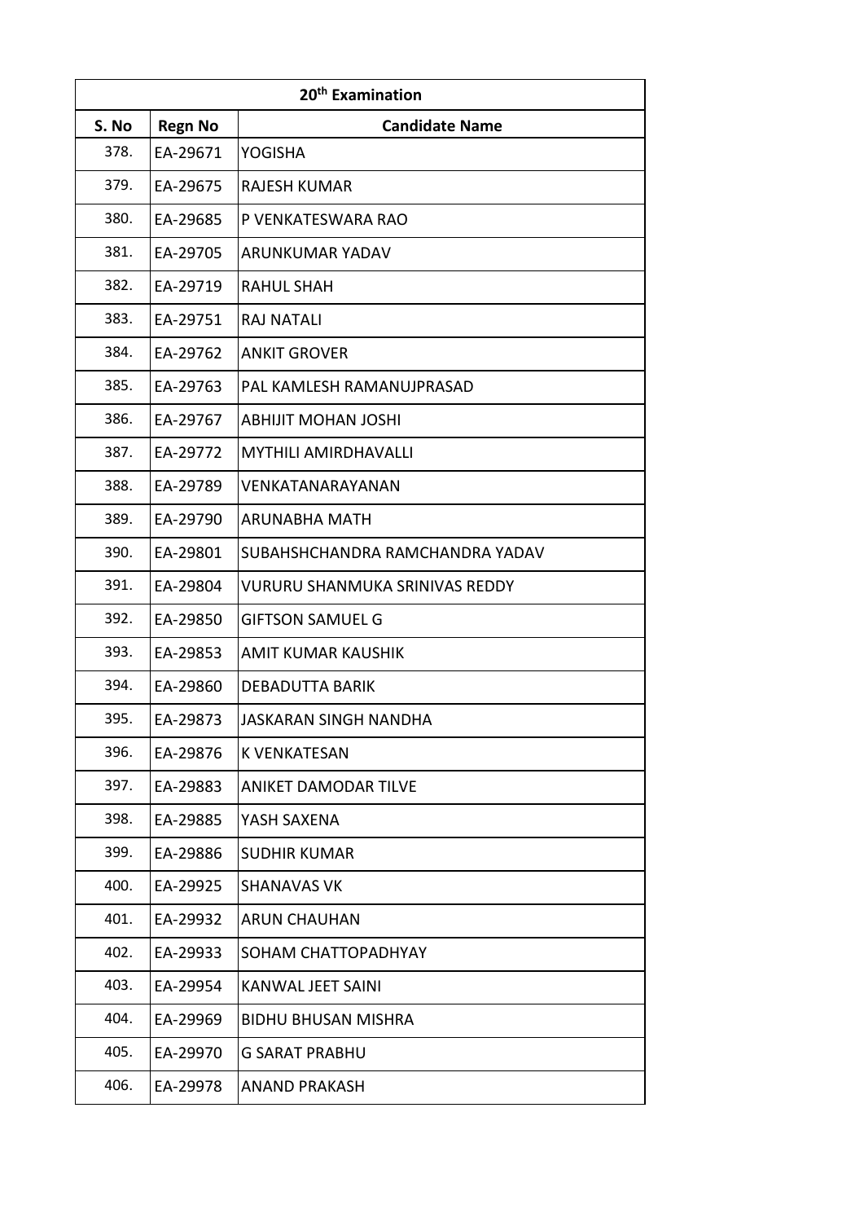| 20th Examination | | |
|---|---|---|
| S. No | Regn No | Candidate Name |
| 378. | EA-29671 | YOGISHA |
| 379. | EA-29675 | RAJESH KUMAR |
| 380. | EA-29685 | P VENKATESWARA RAO |
| 381. | EA-29705 | ARUNKUMAR YADAV |
| 382. | EA-29719 | RAHUL SHAH |
| 383. | EA-29751 | RAJ NATALI |
| 384. | EA-29762 | ANKIT GROVER |
| 385. | EA-29763 | PAL KAMLESH RAMANUJPRASAD |
| 386. | EA-29767 | ABHIJIT MOHAN JOSHI |
| 387. | EA-29772 | MYTHILI AMIRDHAVALLI |
| 388. | EA-29789 | VENKATANARAYANAN |
| 389. | EA-29790 | ARUNABHA MATH |
| 390. | EA-29801 | SUBAHSHCHANDRA RAMCHANDRA YADAV |
| 391. | EA-29804 | VURURU SHANMUKA SRINIVAS REDDY |
| 392. | EA-29850 | GIFTSON SAMUEL G |
| 393. | EA-29853 | AMIT KUMAR KAUSHIK |
| 394. | EA-29860 | DEBADUTTA BARIK |
| 395. | EA-29873 | JASKARAN SINGH NANDHA |
| 396. | EA-29876 | K VENKATESAN |
| 397. | EA-29883 | ANIKET DAMODAR TILVE |
| 398. | EA-29885 | YASH SAXENA |
| 399. | EA-29886 | SUDHIR KUMAR |
| 400. | EA-29925 | SHANAVAS VK |
| 401. | EA-29932 | ARUN CHAUHAN |
| 402. | EA-29933 | SOHAM CHATTOPADHYAY |
| 403. | EA-29954 | KANWAL JEET SAINI |
| 404. | EA-29969 | BIDHU BHUSAN MISHRA |
| 405. | EA-29970 | G SARAT PRABHU |
| 406. | EA-29978 | ANAND PRAKASH |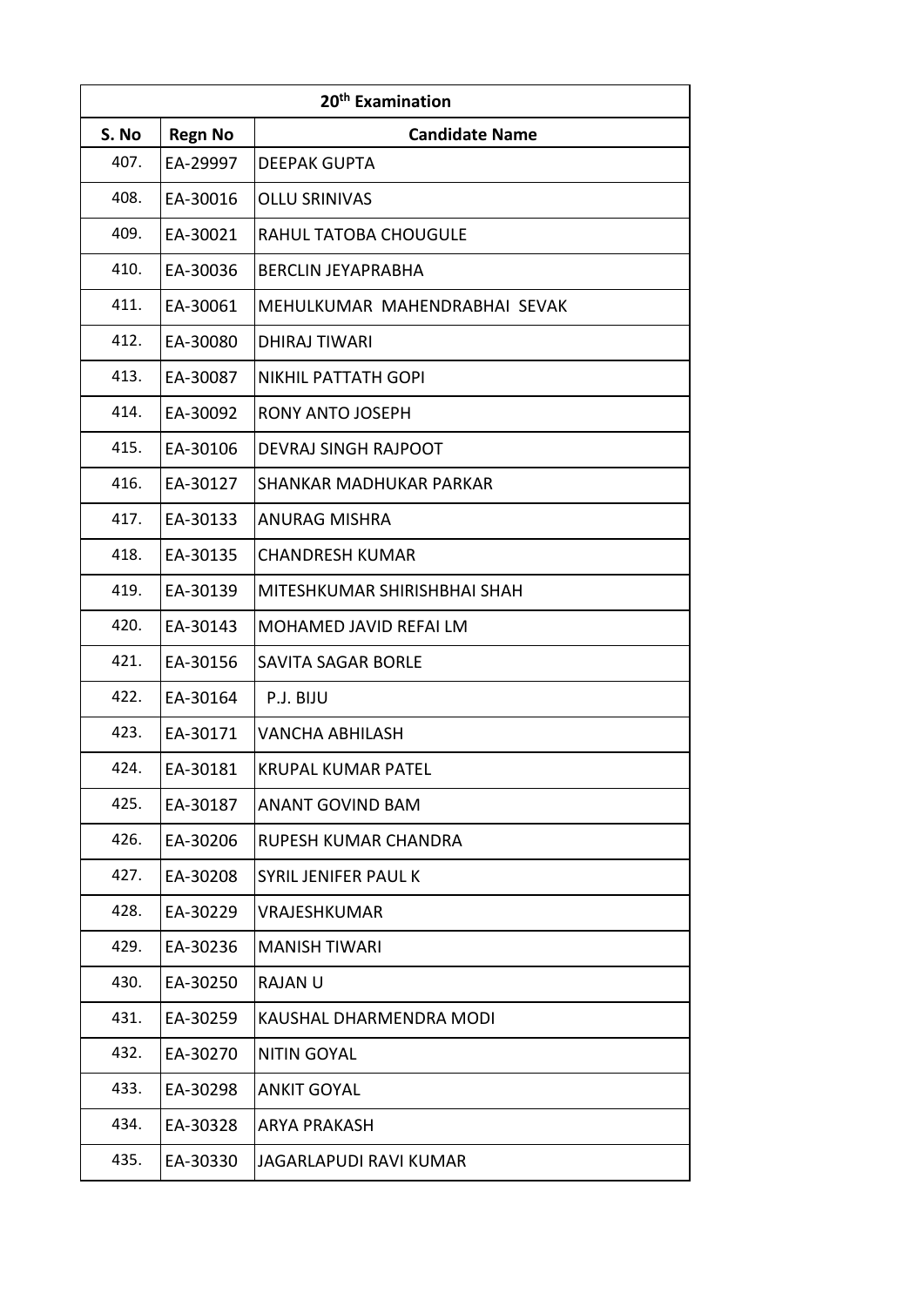| 20th Examination | | |
|---|---|---|
| S. No | Regn No | Candidate Name |
| 407. | EA-29997 | DEEPAK GUPTA |
| 408. | EA-30016 | OLLU SRINIVAS |
| 409. | EA-30021 | RAHUL TATOBA CHOUGULE |
| 410. | EA-30036 | BERCLIN JEYAPRABHA |
| 411. | EA-30061 | MEHULKUMAR MAHENDRABHAI SEVAK |
| 412. | EA-30080 | DHIRAJ TIWARI |
| 413. | EA-30087 | NIKHIL PATTATH GOPI |
| 414. | EA-30092 | RONY ANTO JOSEPH |
| 415. | EA-30106 | DEVRAJ SINGH RAJPOOT |
| 416. | EA-30127 | SHANKAR MADHUKAR PARKAR |
| 417. | EA-30133 | ANURAG MISHRA |
| 418. | EA-30135 | CHANDRESH KUMAR |
| 419. | EA-30139 | MITESHKUMAR SHIRISHBHAI SHAH |
| 420. | EA-30143 | MOHAMED JAVID REFAI LM |
| 421. | EA-30156 | SAVITA SAGAR BORLE |
| 422. | EA-30164 | P.J. BIJU |
| 423. | EA-30171 | VANCHA ABHILASH |
| 424. | EA-30181 | KRUPAL KUMAR PATEL |
| 425. | EA-30187 | ANANT GOVIND BAM |
| 426. | EA-30206 | RUPESH KUMAR CHANDRA |
| 427. | EA-30208 | SYRIL JENIFER PAUL K |
| 428. | EA-30229 | VRAJESHKUMAR |
| 429. | EA-30236 | MANISH TIWARI |
| 430. | EA-30250 | RAJAN U |
| 431. | EA-30259 | KAUSHAL DHARMENDRA MODI |
| 432. | EA-30270 | NITIN GOYAL |
| 433. | EA-30298 | ANKIT GOYAL |
| 434. | EA-30328 | ARYA PRAKASH |
| 435. | EA-30330 | JAGARLAPUDI RAVI KUMAR |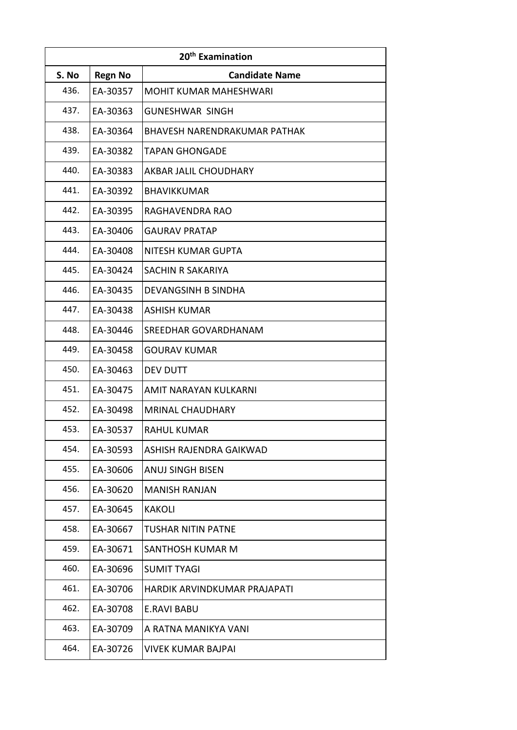| 20th Examination | | |
|---|---|---|
| S. No | Regn No | Candidate Name |
| 436. | EA-30357 | MOHIT KUMAR MAHESHWARI |
| 437. | EA-30363 | GUNESHWAR SINGH |
| 438. | EA-30364 | BHAVESH NARENDRAKUMAR PATHAK |
| 439. | EA-30382 | TAPAN GHONGADE |
| 440. | EA-30383 | AKBAR JALIL CHOUDHARY |
| 441. | EA-30392 | BHAVIKKUMAR |
| 442. | EA-30395 | RAGHAVENDRA RAO |
| 443. | EA-30406 | GAURAV PRATAP |
| 444. | EA-30408 | NITESH KUMAR GUPTA |
| 445. | EA-30424 | SACHIN R SAKARIYA |
| 446. | EA-30435 | DEVANGSINH B SINDHA |
| 447. | EA-30438 | ASHISH KUMAR |
| 448. | EA-30446 | SREEDHAR GOVARDHANAM |
| 449. | EA-30458 | GOURAV KUMAR |
| 450. | EA-30463 | DEV DUTT |
| 451. | EA-30475 | AMIT NARAYAN KULKARNI |
| 452. | EA-30498 | MRINAL CHAUDHARY |
| 453. | EA-30537 | RAHUL KUMAR |
| 454. | EA-30593 | ASHISH RAJENDRA GAIKWAD |
| 455. | EA-30606 | ANUJ SINGH BISEN |
| 456. | EA-30620 | MANISH RANJAN |
| 457. | EA-30645 | KAKOLI |
| 458. | EA-30667 | TUSHAR NITIN PATNE |
| 459. | EA-30671 | SANTHOSH KUMAR M |
| 460. | EA-30696 | SUMIT TYAGI |
| 461. | EA-30706 | HARDIK ARVINDKUMAR PRAJAPATI |
| 462. | EA-30708 | E.RAVI BABU |
| 463. | EA-30709 | A RATNA MANIKYA VANI |
| 464. | EA-30726 | VIVEK KUMAR BAJPAI |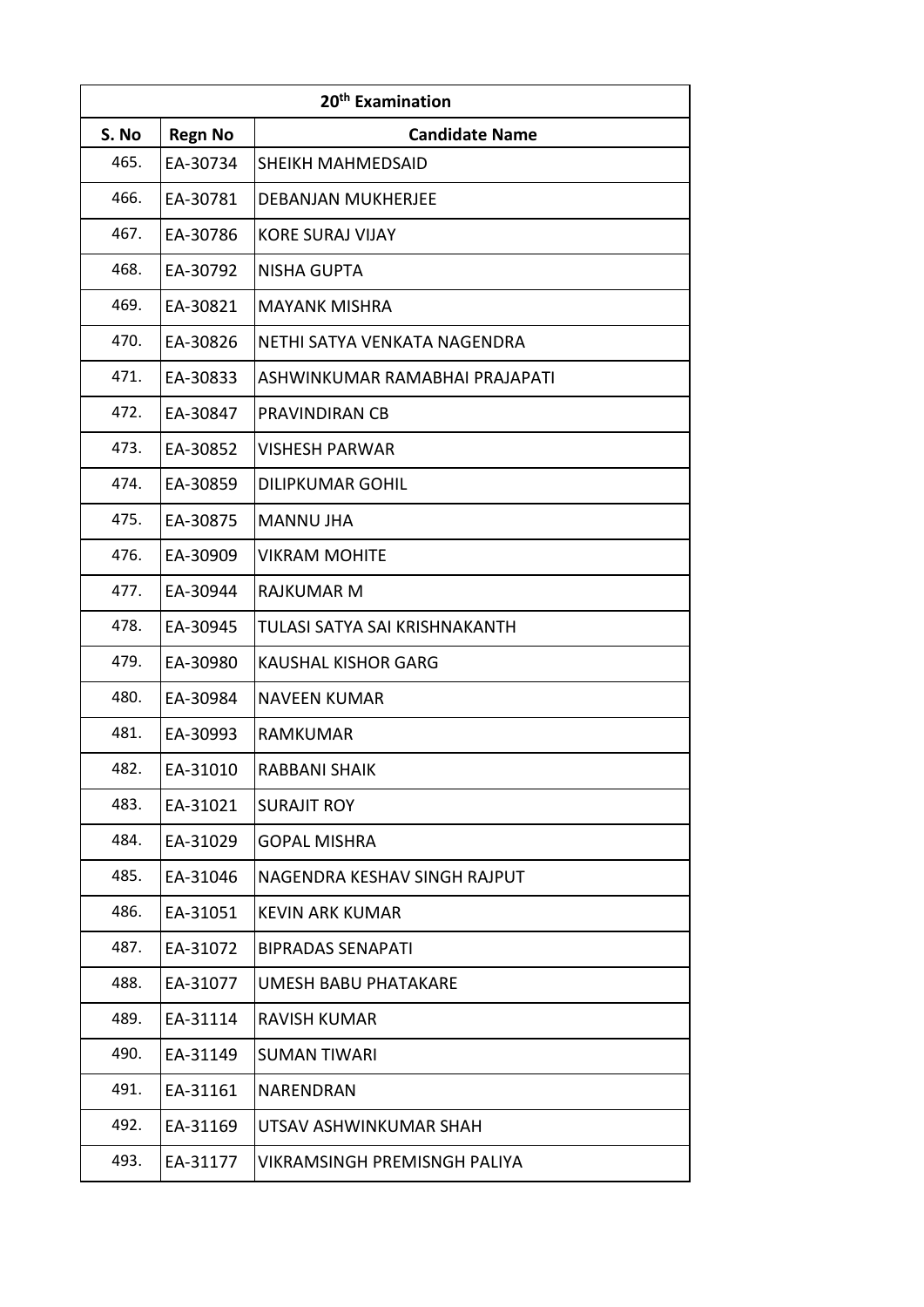| 20th Examination | | |
|---|---|---|
| **S. No** | **Regn No** | **Candidate Name** |
| 465. | EA-30734 | SHEIKH MAHMEDSAID |
| 466. | EA-30781 | DEBANJAN MUKHERJEE |
| 467. | EA-30786 | KORE SURAJ VIJAY |
| 468. | EA-30792 | NISHA GUPTA |
| 469. | EA-30821 | MAYANK MISHRA |
| 470. | EA-30826 | NETHI SATYA VENKATA NAGENDRA |
| 471. | EA-30833 | ASHWINKUMAR RAMABHAI PRAJAPATI |
| 472. | EA-30847 | PRAVINDIRAN CB |
| 473. | EA-30852 | VISHESH PARWAR |
| 474. | EA-30859 | DILIPKUMAR GOHIL |
| 475. | EA-30875 | MANNU JHA |
| 476. | EA-30909 | VIKRAM MOHITE |
| 477. | EA-30944 | RAJKUMAR M |
| 478. | EA-30945 | TULASI SATYA SAI KRISHNAKANTH |
| 479. | EA-30980 | KAUSHAL KISHOR GARG |
| 480. | EA-30984 | NAVEEN KUMAR |
| 481. | EA-30993 | RAMKUMAR |
| 482. | EA-31010 | RABBANI SHAIK |
| 483. | EA-31021 | SURAJIT ROY |
| 484. | EA-31029 | GOPAL MISHRA |
| 485. | EA-31046 | NAGENDRA KESHAV SINGH RAJPUT |
| 486. | EA-31051 | KEVIN ARK KUMAR |
| 487. | EA-31072 | BIPRADAS SENAPATI |
| 488. | EA-31077 | UMESH BABU PHATAKARE |
| 489. | EA-31114 | RAVISH KUMAR |
| 490. | EA-31149 | SUMAN TIWARI |
| 491. | EA-31161 | NARENDRAN |
| 492. | EA-31169 | UTSAV ASHWINKUMAR SHAH |
| 493. | EA-31177 | VIKRAMSINGH PREMISNGH PALIYA |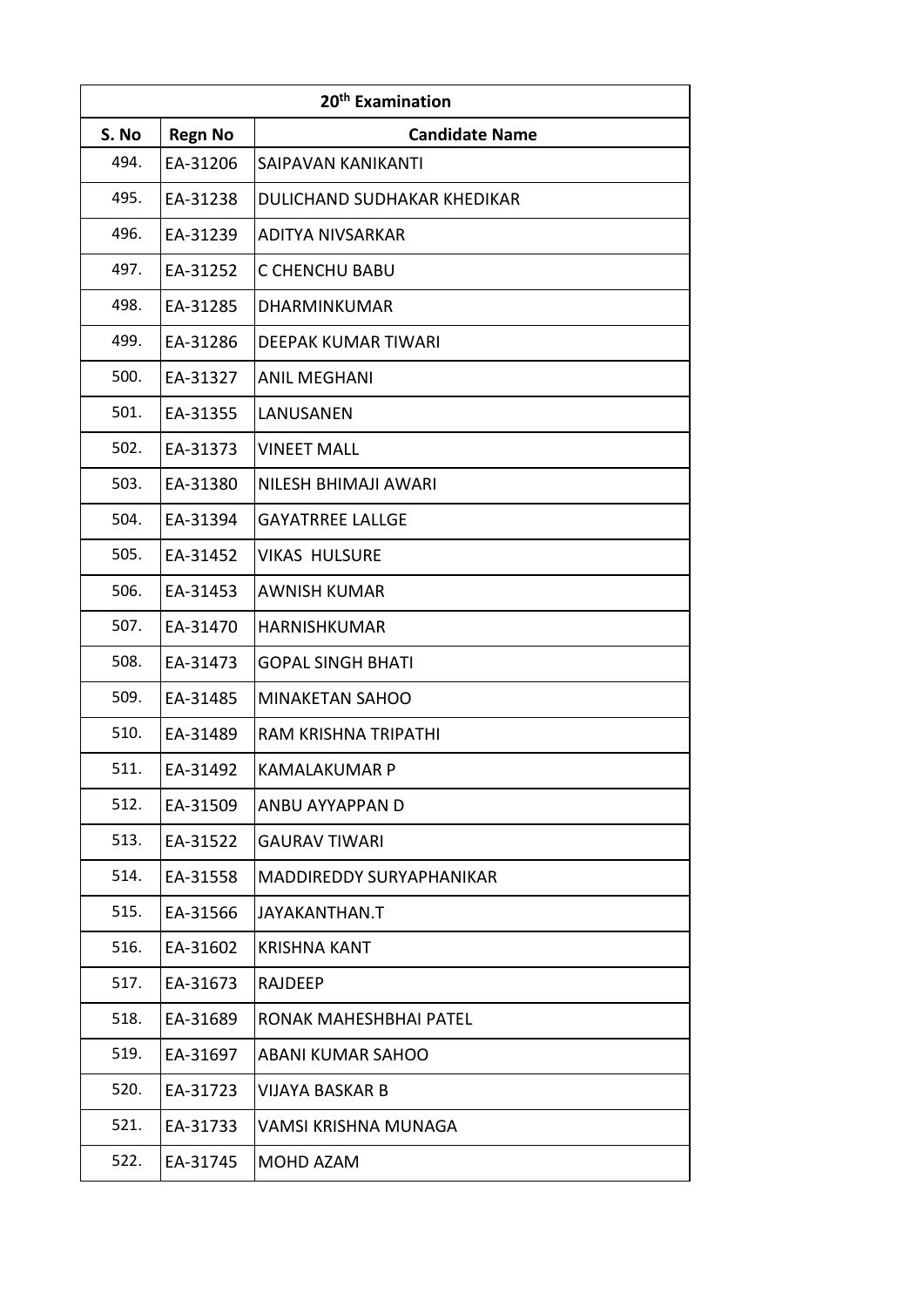| 20th Examination | | |
|---|---|---|
| S. No | Regn No | Candidate Name |
| 494. | EA-31206 | SAIPAVAN KANIKANTI |
| 495. | EA-31238 | DULICHAND SUDHAKAR KHEDIKAR |
| 496. | EA-31239 | ADITYA NIVSARKAR |
| 497. | EA-31252 | C CHENCHU BABU |
| 498. | EA-31285 | DHARMINKUMAR |
| 499. | EA-31286 | DEEPAK KUMAR TIWARI |
| 500. | EA-31327 | ANIL MEGHANI |
| 501. | EA-31355 | LANUSANEN |
| 502. | EA-31373 | VINEET MALL |
| 503. | EA-31380 | NILESH BHIMAJI AWARI |
| 504. | EA-31394 | GAYATRREE LALLGE |
| 505. | EA-31452 | VIKAS HULSURE |
| 506. | EA-31453 | AWNISH KUMAR |
| 507. | EA-31470 | HARNISHKUMAR |
| 508. | EA-31473 | GOPAL SINGH BHATI |
| 509. | EA-31485 | MINAKETAN SAHOO |
| 510. | EA-31489 | RAM KRISHNA TRIPATHI |
| 511. | EA-31492 | KAMALAKUMAR P |
| 512. | EA-31509 | ANBU AYYAPPAN D |
| 513. | EA-31522 | GAURAV TIWARI |
| 514. | EA-31558 | MADDIREDDY SURYAPHANIKAR |
| 515. | EA-31566 | JAYAKANTHAN.T |
| 516. | EA-31602 | KRISHNA KANT |
| 517. | EA-31673 | RAJDEEP |
| 518. | EA-31689 | RONAK MAHESHBHAI PATEL |
| 519. | EA-31697 | ABANI KUMAR SAHOO |
| 520. | EA-31723 | VIJAYA BASKAR B |
| 521. | EA-31733 | VAMSI KRISHNA MUNAGA |
| 522. | EA-31745 | MOHD AZAM |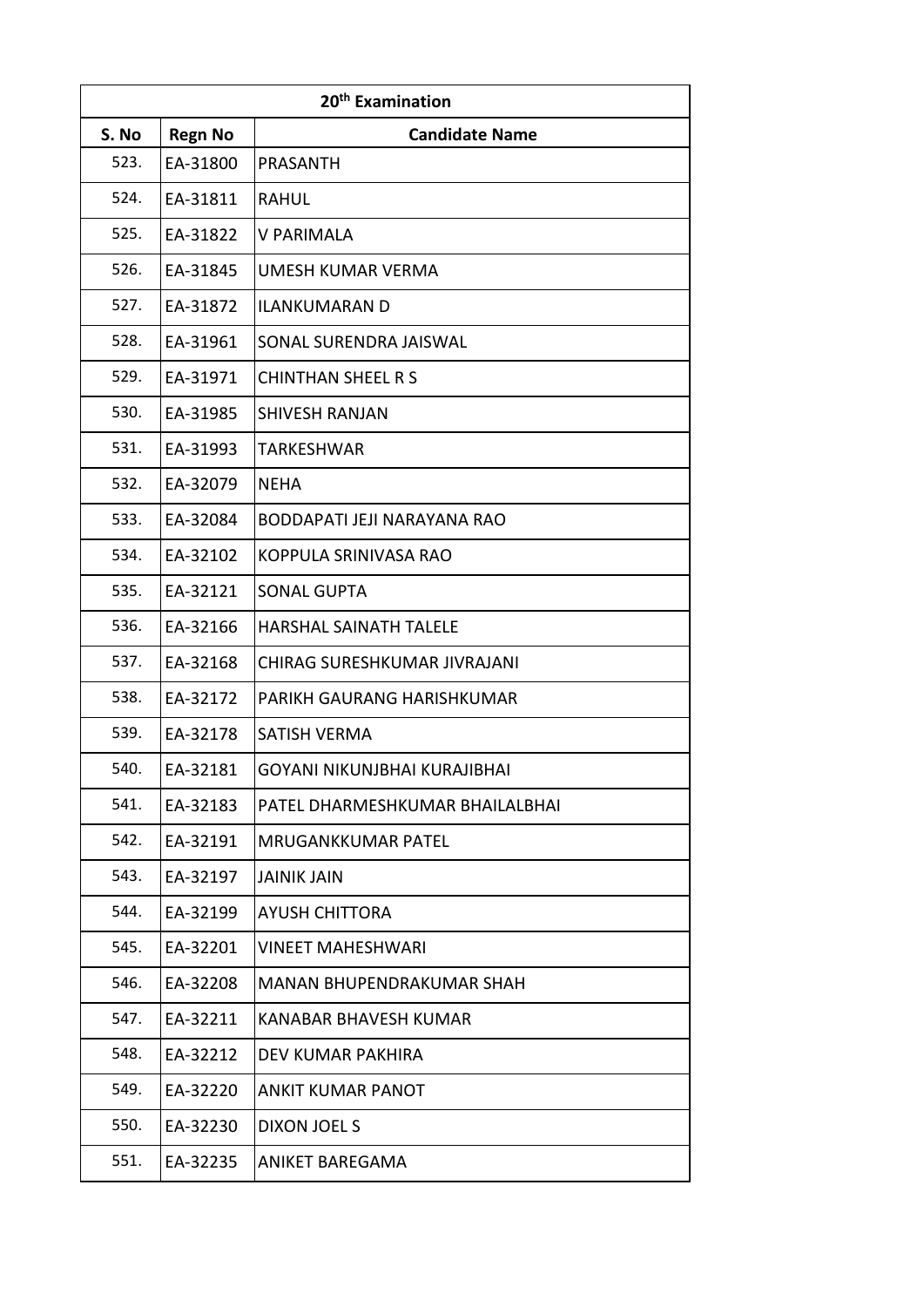| 20th Examination | | |
|---|---|---|
| **S. No** | **Regn No** | **Candidate Name** |
| 523. | EA-31800 | PRASANTH |
| 524. | EA-31811 | RAHUL |
| 525. | EA-31822 | V PARIMALA |
| 526. | EA-31845 | UMESH KUMAR VERMA |
| 527. | EA-31872 | ILANKUMARAN D |
| 528. | EA-31961 | SONAL SURENDRA JAISWAL |
| 529. | EA-31971 | CHINTHAN SHEEL R S |
| 530. | EA-31985 | SHIVESH RANJAN |
| 531. | EA-31993 | TARKESHWAR |
| 532. | EA-32079 | NEHA |
| 533. | EA-32084 | BODDAPATI JEJI NARAYANA RAO |
| 534. | EA-32102 | KOPPULA SRINIVASA RAO |
| 535. | EA-32121 | SONAL GUPTA |
| 536. | EA-32166 | HARSHAL SAINATH TALELE |
| 537. | EA-32168 | CHIRAG SURESHKUMAR JIVRAJANI |
| 538. | EA-32172 | PARIKH GAURANG HARISHKUMAR |
| 539. | EA-32178 | SATISH VERMA |
| 540. | EA-32181 | GOYANI NIKUNJBHAI KURAJIBHAI |
| 541. | EA-32183 | PATEL DHARMESHKUMAR BHAILALBHAI |
| 542. | EA-32191 | MRUGANKKUMAR PATEL |
| 543. | EA-32197 | JAINIK JAIN |
| 544. | EA-32199 | AYUSH CHITTORA |
| 545. | EA-32201 | VINEET MAHESHWARI |
| 546. | EA-32208 | MANAN BHUPENDRAKUMAR SHAH |
| 547. | EA-32211 | KANABAR BHAVESH KUMAR |
| 548. | EA-32212 | DEV KUMAR PAKHIRA |
| 549. | EA-32220 | ANKIT KUMAR PANOT |
| 550. | EA-32230 | DIXON JOEL S |
| 551. | EA-32235 | ANIKET BAREGAMA |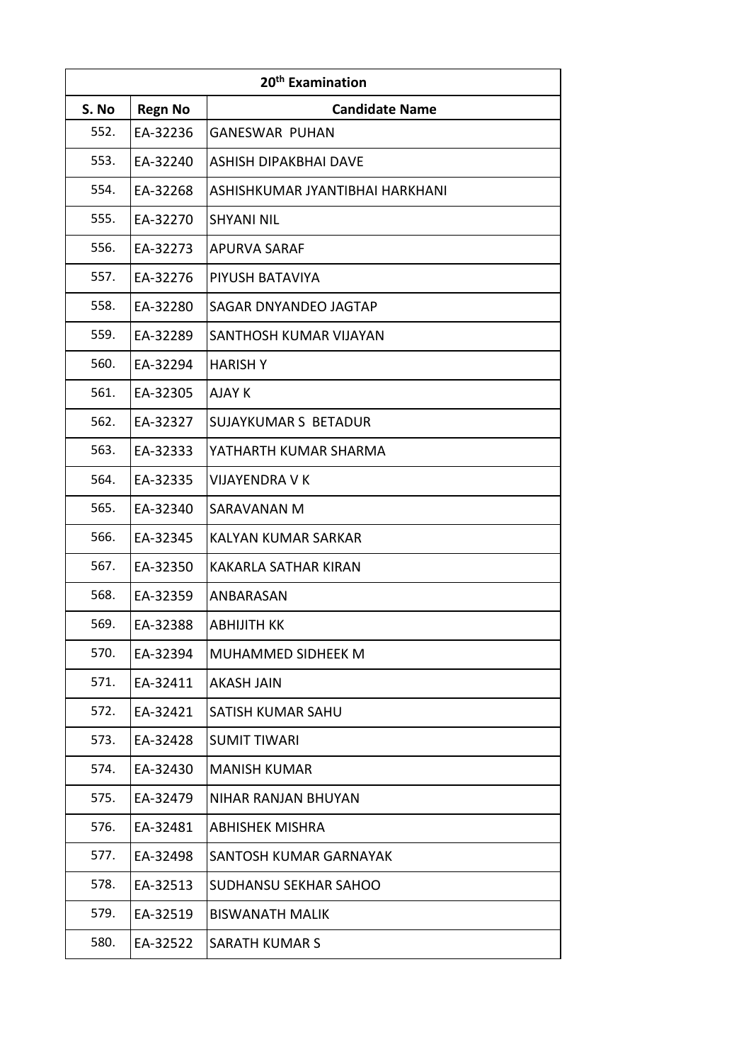| 20th Examination | | |
|---|---|---|
| S. No | Regn No | Candidate Name |
| 552. | EA-32236 | GANESWAR PUHAN |
| 553. | EA-32240 | ASHISH DIPAKBHAI DAVE |
| 554. | EA-32268 | ASHISHKUMAR JYANTIBHAI HARKHANI |
| 555. | EA-32270 | SHYANI NIL |
| 556. | EA-32273 | APURVA SARAF |
| 557. | EA-32276 | PIYUSH BATAVIYA |
| 558. | EA-32280 | SAGAR DNYANDEO JAGTAP |
| 559. | EA-32289 | SANTHOSH KUMAR VIJAYAN |
| 560. | EA-32294 | HARISH Y |
| 561. | EA-32305 | AJAY K |
| 562. | EA-32327 | SUJAYKUMAR S BETADUR |
| 563. | EA-32333 | YATHARTH KUMAR SHARMA |
| 564. | EA-32335 | VIJAYENDRA V K |
| 565. | EA-32340 | SARAVANAN M |
| 566. | EA-32345 | KALYAN KUMAR SARKAR |
| 567. | EA-32350 | KAKARLA SATHAR KIRAN |
| 568. | EA-32359 | ANBARASAN |
| 569. | EA-32388 | ABHIJITH KK |
| 570. | EA-32394 | MUHAMMED SIDHEEK M |
| 571. | EA-32411 | AKASH JAIN |
| 572. | EA-32421 | SATISH KUMAR SAHU |
| 573. | EA-32428 | SUMIT TIWARI |
| 574. | EA-32430 | MANISH KUMAR |
| 575. | EA-32479 | NIHAR RANJAN BHUYAN |
| 576. | EA-32481 | ABHISHEK MISHRA |
| 577. | EA-32498 | SANTOSH KUMAR GARNAYAK |
| 578. | EA-32513 | SUDHANSU SEKHAR SAHOO |
| 579. | EA-32519 | BISWANATH MALIK |
| 580. | EA-32522 | SARATH KUMAR S |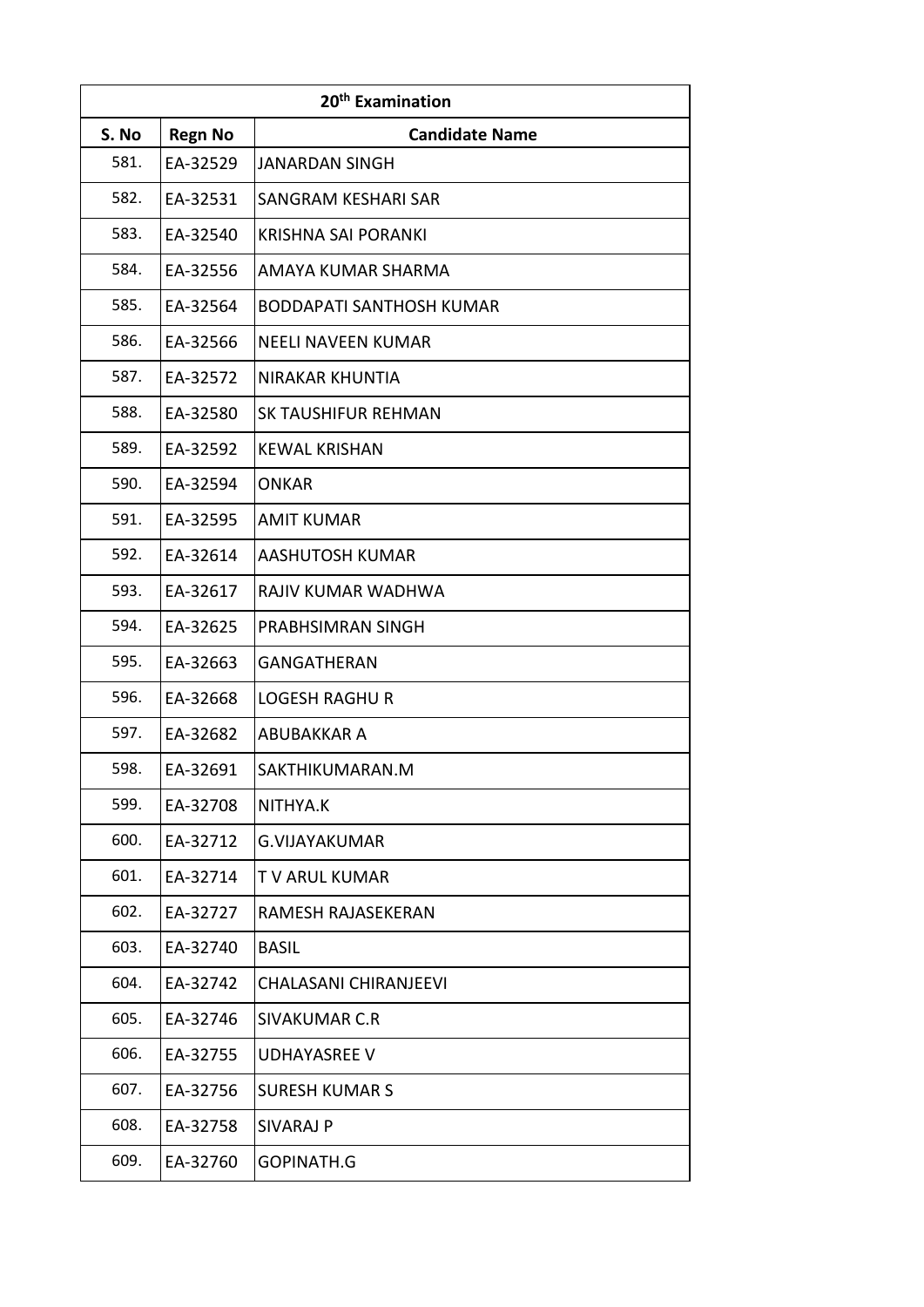| 20th Examination | | |
|---|---|---|
| S. No | Regn No | Candidate Name |
| 581. | EA-32529 | JANARDAN SINGH |
| 582. | EA-32531 | SANGRAM KESHARI SAR |
| 583. | EA-32540 | KRISHNA SAI PORANKI |
| 584. | EA-32556 | AMAYA KUMAR SHARMA |
| 585. | EA-32564 | BODDAPATI SANTHOSH KUMAR |
| 586. | EA-32566 | NEELI NAVEEN KUMAR |
| 587. | EA-32572 | NIRAKAR KHUNTIA |
| 588. | EA-32580 | SK TAUSHIFUR REHMAN |
| 589. | EA-32592 | KEWAL KRISHAN |
| 590. | EA-32594 | ONKAR |
| 591. | EA-32595 | AMIT KUMAR |
| 592. | EA-32614 | AASHUTOSH KUMAR |
| 593. | EA-32617 | RAJIV KUMAR WADHWA |
| 594. | EA-32625 | PRABHSIMRAN SINGH |
| 595. | EA-32663 | GANGATHERAN |
| 596. | EA-32668 | LOGESH RAGHU R |
| 597. | EA-32682 | ABUBAKKAR A |
| 598. | EA-32691 | SAKTHIKUMARAN.M |
| 599. | EA-32708 | NITHYA.K |
| 600. | EA-32712 | G.VIJAYAKUMAR |
| 601. | EA-32714 | T V ARUL KUMAR |
| 602. | EA-32727 | RAMESH RAJASEKERAN |
| 603. | EA-32740 | BASIL |
| 604. | EA-32742 | CHALASANI CHIRANJEEVI |
| 605. | EA-32746 | SIVAKUMAR C.R |
| 606. | EA-32755 | UDHAYASREE V |
| 607. | EA-32756 | SURESH KUMAR S |
| 608. | EA-32758 | SIVARAJ P |
| 609. | EA-32760 | GOPINATH.G |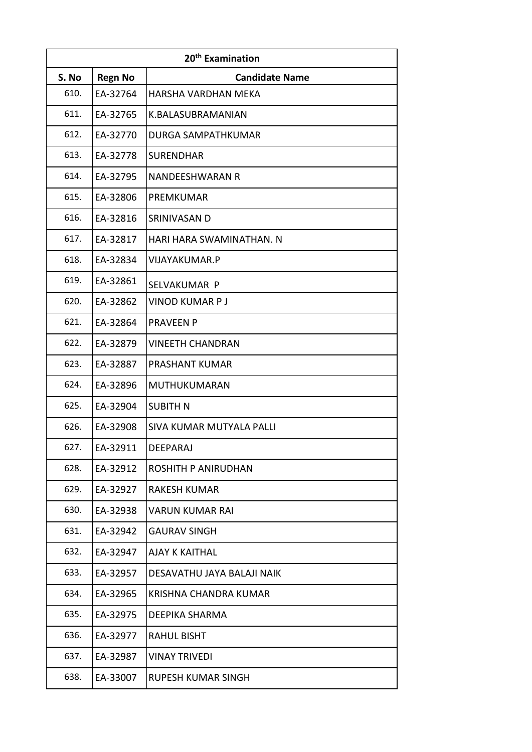| 20th Examination | | |
|---|---|---|
| **S. No** | **Regn No** | **Candidate Name** |
| 610. | EA-32764 | HARSHA VARDHAN MEKA |
| 611. | EA-32765 | K.BALASUBRAMANIAN |
| 612. | EA-32770 | DURGA SAMPATHKUMAR |
| 613. | EA-32778 | SURENDHAR |
| 614. | EA-32795 | NANDEESHWARAN R |
| 615. | EA-32806 | PREMKUMAR |
| 616. | EA-32816 | SRINIVASAN D |
| 617. | EA-32817 | HARI HARA SWAMINATHAN. N |
| 618. | EA-32834 | VIJAYAKUMAR.P |
| 619. | EA-32861 | SELVAKUMAR P |
| 620. | EA-32862 | VINOD KUMAR P J |
| 621. | EA-32864 | PRAVEEN P |
| 622. | EA-32879 | VINEETH CHANDRAN |
| 623. | EA-32887 | PRASHANT KUMAR |
| 624. | EA-32896 | MUTHUKUMARAN |
| 625. | EA-32904 | SUBITH N |
| 626. | EA-32908 | SIVA KUMAR MUTYALA PALLI |
| 627. | EA-32911 | DEEPARAJ |
| 628. | EA-32912 | ROSHITH P ANIRUDHAN |
| 629. | EA-32927 | RAKESH KUMAR |
| 630. | EA-32938 | VARUN KUMAR RAI |
| 631. | EA-32942 | GAURAV SINGH |
| 632. | EA-32947 | AJAY K KAITHAL |
| 633. | EA-32957 | DESAVATHU JAYA BALAJI NAIK |
| 634. | EA-32965 | KRISHNA CHANDRA KUMAR |
| 635. | EA-32975 | DEEPIKA SHARMA |
| 636. | EA-32977 | RAHUL BISHT |
| 637. | EA-32987 | VINAY TRIVEDI |
| 638. | EA-33007 | RUPESH KUMAR SINGH |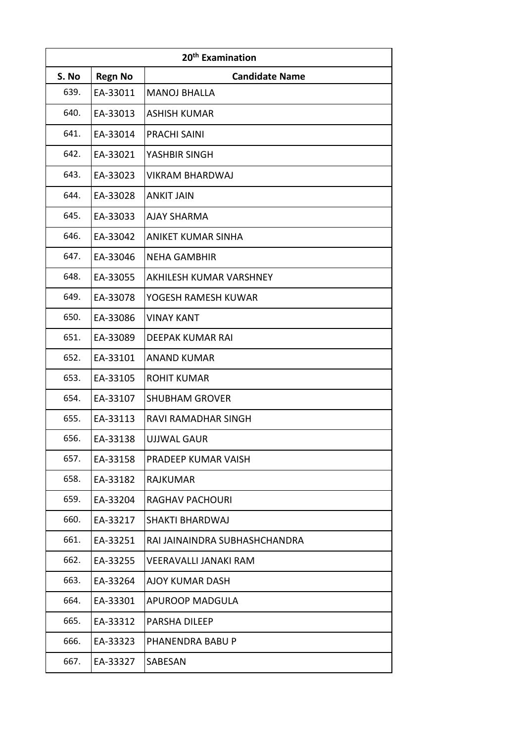| 20th Examination | | |
|---|---|---|
| S. No | Regn No | Candidate Name |
| 639. | EA-33011 | MANOJ BHALLA |
| 640. | EA-33013 | ASHISH KUMAR |
| 641. | EA-33014 | PRACHI SAINI |
| 642. | EA-33021 | YASHBIR SINGH |
| 643. | EA-33023 | VIKRAM BHARDWAJ |
| 644. | EA-33028 | ANKIT JAIN |
| 645. | EA-33033 | AJAY SHARMA |
| 646. | EA-33042 | ANIKET KUMAR SINHA |
| 647. | EA-33046 | NEHA GAMBHIR |
| 648. | EA-33055 | AKHILESH KUMAR VARSHNEY |
| 649. | EA-33078 | YOGESH RAMESH KUWAR |
| 650. | EA-33086 | VINAY KANT |
| 651. | EA-33089 | DEEPAK KUMAR RAI |
| 652. | EA-33101 | ANAND KUMAR |
| 653. | EA-33105 | ROHIT KUMAR |
| 654. | EA-33107 | SHUBHAM GROVER |
| 655. | EA-33113 | RAVI RAMADHAR SINGH |
| 656. | EA-33138 | UJJWAL GAUR |
| 657. | EA-33158 | PRADEEP KUMAR VAISH |
| 658. | EA-33182 | RAJKUMAR |
| 659. | EA-33204 | RAGHAV PACHOURI |
| 660. | EA-33217 | SHAKTI BHARDWAJ |
| 661. | EA-33251 | RAI JAINAINDRA SUBHASHCHANDRA |
| 662. | EA-33255 | VEERAVALLI JANAKI RAM |
| 663. | EA-33264 | AJOY KUMAR DASH |
| 664. | EA-33301 | APUROOP MADGULA |
| 665. | EA-33312 | PARSHA DILEEP |
| 666. | EA-33323 | PHANENDRA BABU P |
| 667. | EA-33327 | SABESAN |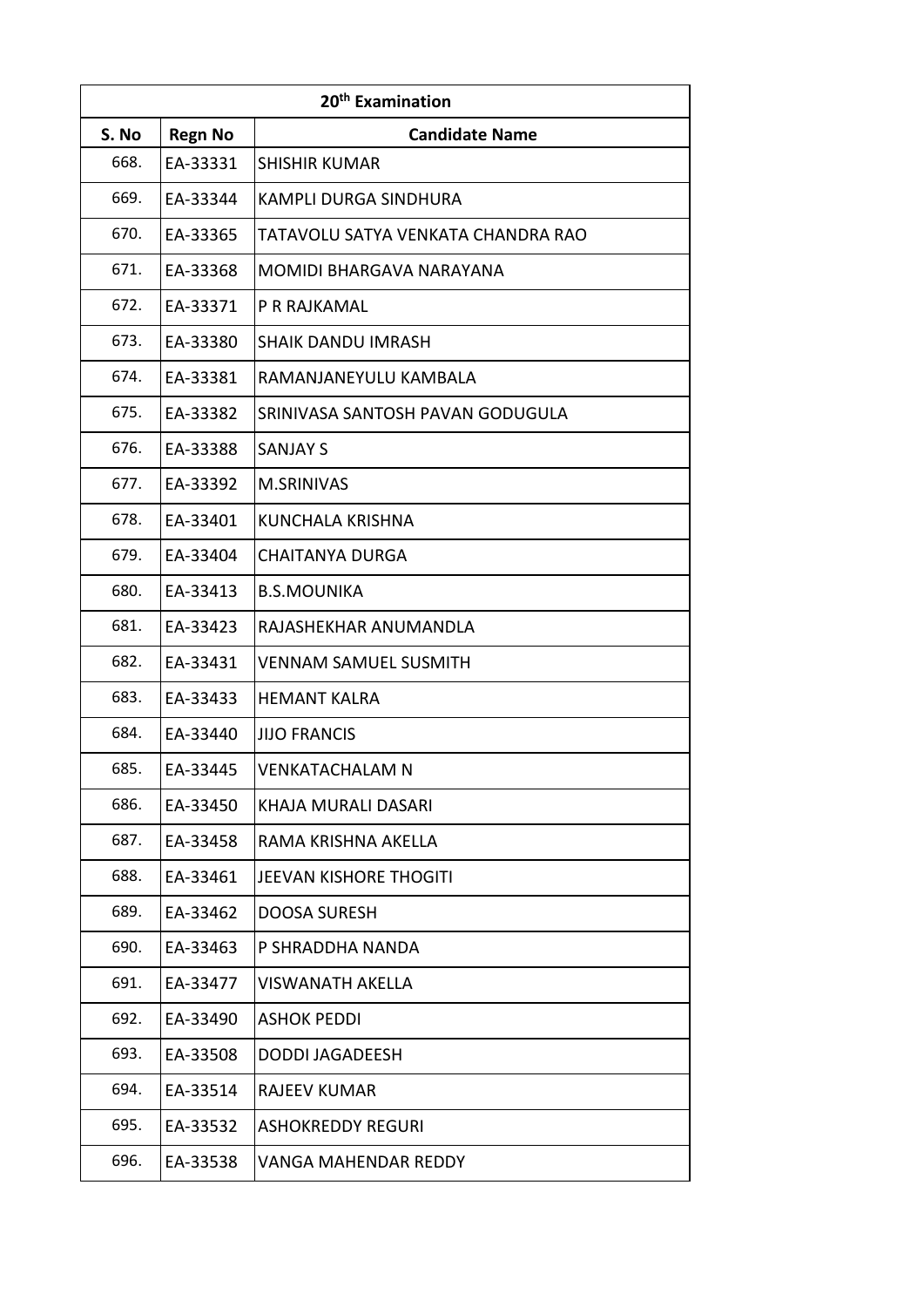| 20th Examination | | |
|---|---|---|
| S. No | Regn No | Candidate Name |
| 668. | EA-33331 | SHISHIR KUMAR |
| 669. | EA-33344 | KAMPLI DURGA SINDHURA |
| 670. | EA-33365 | TATAVOLU SATYA VENKATA CHANDRA RAO |
| 671. | EA-33368 | MOMIDI BHARGAVA NARAYANA |
| 672. | EA-33371 | P R RAJKAMAL |
| 673. | EA-33380 | SHAIK DANDU IMRASH |
| 674. | EA-33381 | RAMANJANEYULU KAMBALA |
| 675. | EA-33382 | SRINIVASA SANTOSH PAVAN GODUGULA |
| 676. | EA-33388 | SANJAY S |
| 677. | EA-33392 | M.SRINIVAS |
| 678. | EA-33401 | KUNCHALA KRISHNA |
| 679. | EA-33404 | CHAITANYA DURGA |
| 680. | EA-33413 | B.S.MOUNIKA |
| 681. | EA-33423 | RAJASHEKHAR ANUMANDLA |
| 682. | EA-33431 | VENNAM SAMUEL SUSMITH |
| 683. | EA-33433 | HEMANT KALRA |
| 684. | EA-33440 | JIJO FRANCIS |
| 685. | EA-33445 | VENKATACHALAM N |
| 686. | EA-33450 | KHAJA MURALI DASARI |
| 687. | EA-33458 | RAMA KRISHNA AKELLA |
| 688. | EA-33461 | JEEVAN KISHORE THOGITI |
| 689. | EA-33462 | DOOSA SURESH |
| 690. | EA-33463 | P SHRADDHA NANDA |
| 691. | EA-33477 | VISWANATH AKELLA |
| 692. | EA-33490 | ASHOK PEDDI |
| 693. | EA-33508 | DODDI JAGADEESH |
| 694. | EA-33514 | RAJEEV KUMAR |
| 695. | EA-33532 | ASHOKREDDY REGURI |
| 696. | EA-33538 | VANGA MAHENDAR REDDY |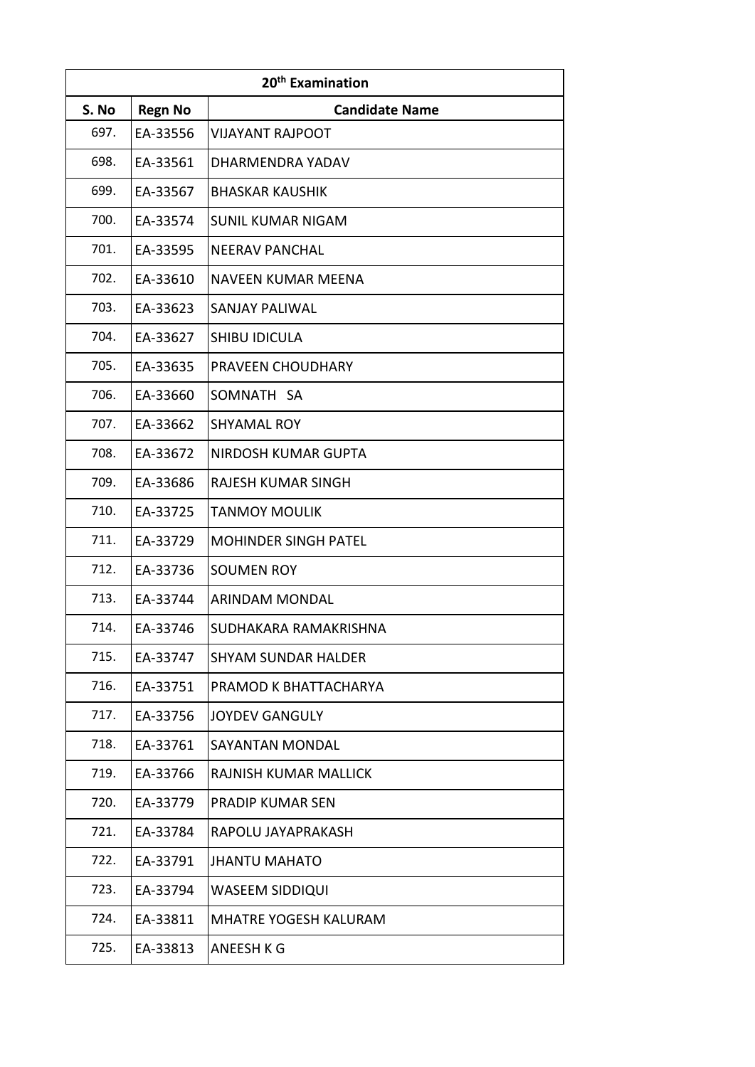| 20th Examination | | |
|---|---|---|
| **S. No** | **Regn No** | **Candidate Name** |
| 697. | EA-33556 | VIJAYANT RAJPOOT |
| 698. | EA-33561 | DHARMENDRA YADAV |
| 699. | EA-33567 | BHASKAR KAUSHIK |
| 700. | EA-33574 | SUNIL KUMAR NIGAM |
| 701. | EA-33595 | NEERAV PANCHAL |
| 702. | EA-33610 | NAVEEN KUMAR MEENA |
| 703. | EA-33623 | SANJAY PALIWAL |
| 704. | EA-33627 | SHIBU IDICULA |
| 705. | EA-33635 | PRAVEEN CHOUDHARY |
| 706. | EA-33660 | SOMNATH SA |
| 707. | EA-33662 | SHYAMAL ROY |
| 708. | EA-33672 | NIRDOSH KUMAR GUPTA |
| 709. | EA-33686 | RAJESH KUMAR SINGH |
| 710. | EA-33725 | TANMOY MOULIK |
| 711. | EA-33729 | MOHINDER SINGH PATEL |
| 712. | EA-33736 | SOUMEN ROY |
| 713. | EA-33744 | ARINDAM MONDAL |
| 714. | EA-33746 | SUDHAKARA RAMAKRISHNA |
| 715. | EA-33747 | SHYAM SUNDAR HALDER |
| 716. | EA-33751 | PRAMOD K BHATTACHARYA |
| 717. | EA-33756 | JOYDEV GANGULY |
| 718. | EA-33761 | SAYANTAN MONDAL |
| 719. | EA-33766 | RAJNISH KUMAR MALLICK |
| 720. | EA-33779 | PRADIP KUMAR SEN |
| 721. | EA-33784 | RAPOLU JAYAPRAKASH |
| 722. | EA-33791 | JHANTU MAHATO |
| 723. | EA-33794 | WASEEM SIDDIQUI |
| 724. | EA-33811 | MHATRE YOGESH KALURAM |
| 725. | EA-33813 | ANEESH K G |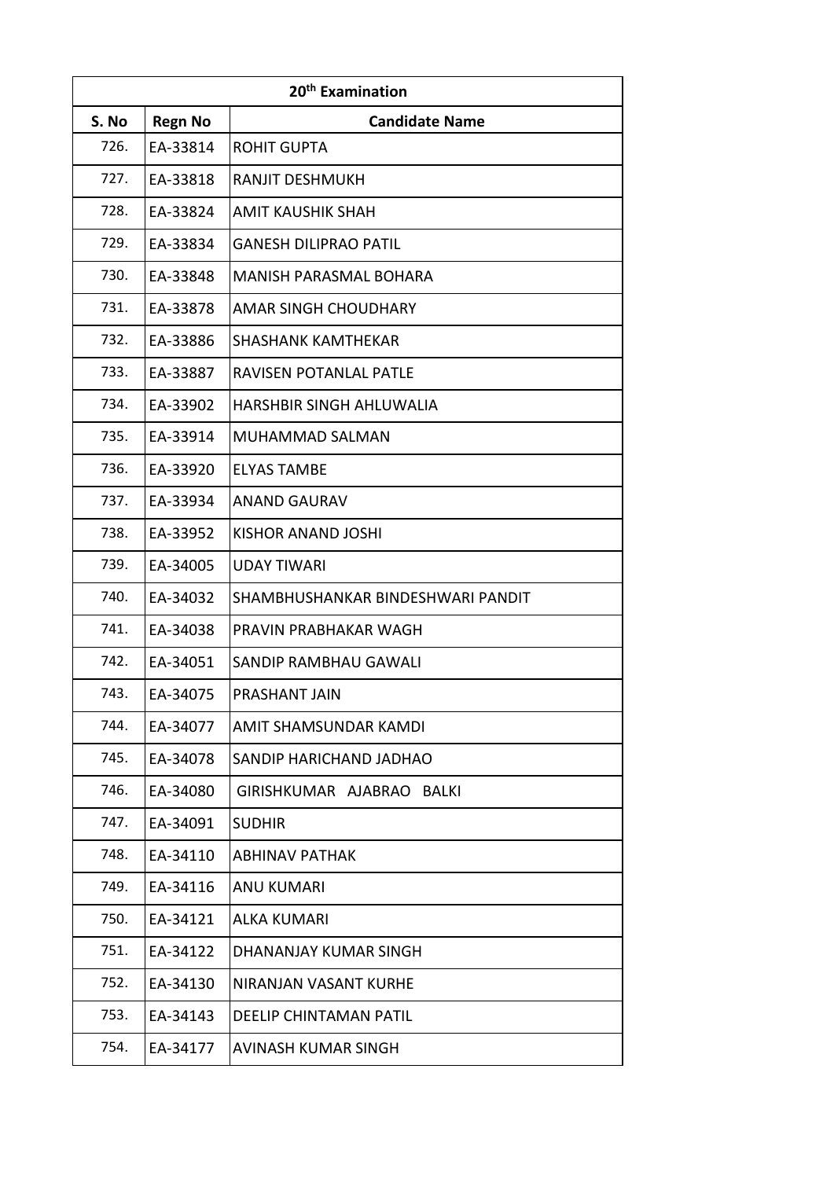| 20th Examination | | |
|---|---|---|
| **S. No** | **Regn No** | **Candidate Name** |
| 726. | EA-33814 | ROHIT GUPTA |
| 727. | EA-33818 | RANJIT DESHMUKH |
| 728. | EA-33824 | AMIT KAUSHIK SHAH |
| 729. | EA-33834 | GANESH DILIPRAO PATIL |
| 730. | EA-33848 | MANISH PARASMAL BOHARA |
| 731. | EA-33878 | AMAR SINGH CHOUDHARY |
| 732. | EA-33886 | SHASHANK KAMTHEKAR |
| 733. | EA-33887 | RAVISEN POTANLAL PATLE |
| 734. | EA-33902 | HARSHBIR SINGH AHLUWALIA |
| 735. | EA-33914 | MUHAMMAD SALMAN |
| 736. | EA-33920 | ELYAS TAMBE |
| 737. | EA-33934 | ANAND GAURAV |
| 738. | EA-33952 | KISHOR ANAND JOSHI |
| 739. | EA-34005 | UDAY TIWARI |
| 740. | EA-34032 | SHAMBHUSHANKAR BINDESHWARI PANDIT |
| 741. | EA-34038 | PRAVIN PRABHAKAR WAGH |
| 742. | EA-34051 | SANDIP RAMBHAU GAWALI |
| 743. | EA-34075 | PRASHANT JAIN |
| 744. | EA-34077 | AMIT SHAMSUNDAR KAMDI |
| 745. | EA-34078 | SANDIP HARICHAND JADHAO |
| 746. | EA-34080 | GIRISHKUMAR AJABRAO BALKI |
| 747. | EA-34091 | SUDHIR |
| 748. | EA-34110 | ABHINAV PATHAK |
| 749. | EA-34116 | ANU KUMARI |
| 750. | EA-34121 | ALKA KUMARI |
| 751. | EA-34122 | DHANANJAY KUMAR SINGH |
| 752. | EA-34130 | NIRANJAN VASANT KURHE |
| 753. | EA-34143 | DEELIP CHINTAMAN PATIL |
| 754. | EA-34177 | AVINASH KUMAR SINGH |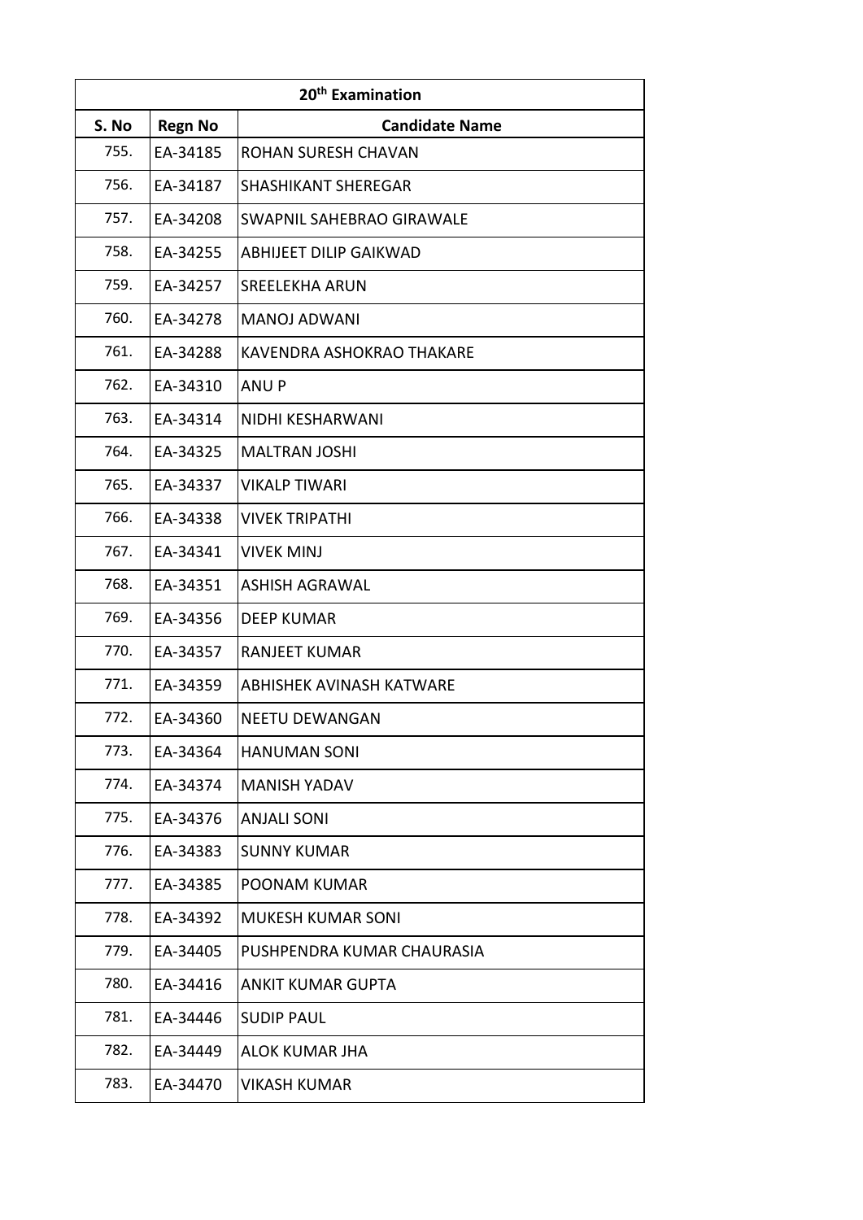| 20th Examination | | |
|---|---|---|
| S. No | Regn No | Candidate Name |
| 755. | EA-34185 | ROHAN SURESH CHAVAN |
| 756. | EA-34187 | SHASHIKANT SHEREGAR |
| 757. | EA-34208 | SWAPNIL SAHEBRAO GIRAWALE |
| 758. | EA-34255 | ABHIJEET DILIP GAIKWAD |
| 759. | EA-34257 | SREELEKHA ARUN |
| 760. | EA-34278 | MANOJ ADWANI |
| 761. | EA-34288 | KAVENDRA ASHOKRAO THAKARE |
| 762. | EA-34310 | ANU P |
| 763. | EA-34314 | NIDHI KESHARWANI |
| 764. | EA-34325 | MALTRAN JOSHI |
| 765. | EA-34337 | VIKALP TIWARI |
| 766. | EA-34338 | VIVEK TRIPATHI |
| 767. | EA-34341 | VIVEK MINJ |
| 768. | EA-34351 | ASHISH AGRAWAL |
| 769. | EA-34356 | DEEP KUMAR |
| 770. | EA-34357 | RANJEET KUMAR |
| 771. | EA-34359 | ABHISHEK AVINASH KATWARE |
| 772. | EA-34360 | NEETU DEWANGAN |
| 773. | EA-34364 | HANUMAN SONI |
| 774. | EA-34374 | MANISH YADAV |
| 775. | EA-34376 | ANJALI SONI |
| 776. | EA-34383 | SUNNY KUMAR |
| 777. | EA-34385 | POONAM KUMAR |
| 778. | EA-34392 | MUKESH KUMAR SONI |
| 779. | EA-34405 | PUSHPENDRA KUMAR CHAURASIA |
| 780. | EA-34416 | ANKIT KUMAR GUPTA |
| 781. | EA-34446 | SUDIP PAUL |
| 782. | EA-34449 | ALOK KUMAR JHA |
| 783. | EA-34470 | VIKASH KUMAR |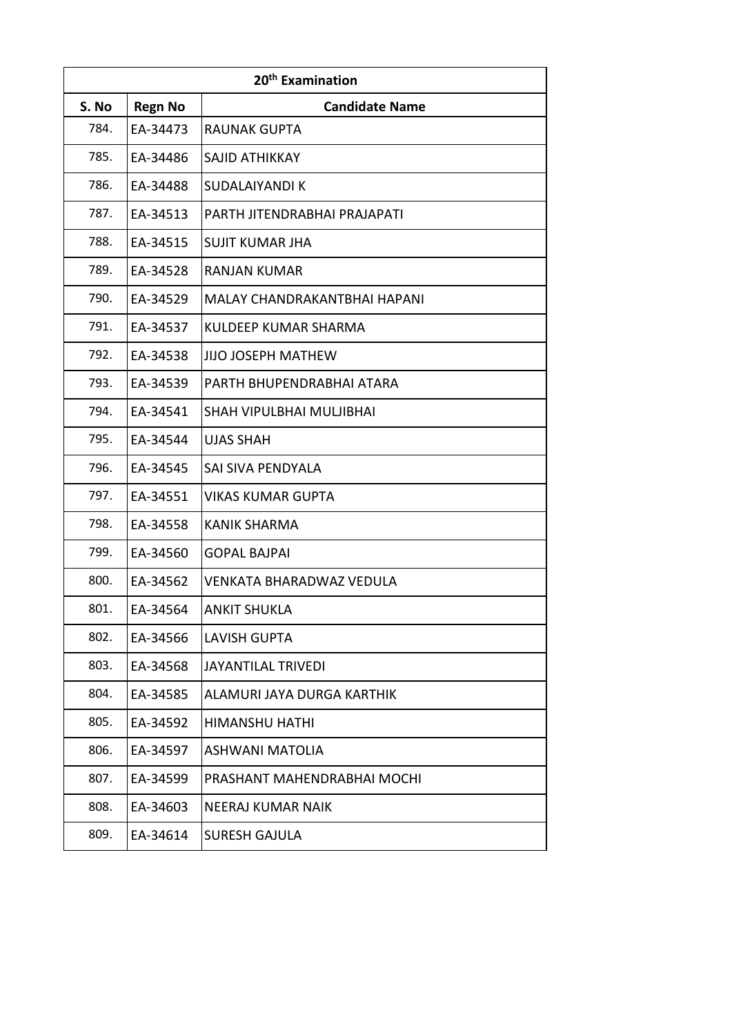| 20th Examination | | |
|---|---|---|
| S. No | Regn No | Candidate Name |
| 784. | EA-34473 | RAUNAK GUPTA |
| 785. | EA-34486 | SAJID ATHIKKAY |
| 786. | EA-34488 | SUDALAIYANDI K |
| 787. | EA-34513 | PARTH JITENDRABHAI PRAJAPATI |
| 788. | EA-34515 | SUJIT KUMAR JHA |
| 789. | EA-34528 | RANJAN KUMAR |
| 790. | EA-34529 | MALAY CHANDRAKANTBHAI HAPANI |
| 791. | EA-34537 | KULDEEP KUMAR SHARMA |
| 792. | EA-34538 | JIJO JOSEPH MATHEW |
| 793. | EA-34539 | PARTH BHUPENDRABHAI ATARA |
| 794. | EA-34541 | SHAH VIPULBHAI MULJIBHAI |
| 795. | EA-34544 | UJAS SHAH |
| 796. | EA-34545 | SAI SIVA PENDYALA |
| 797. | EA-34551 | VIKAS KUMAR GUPTA |
| 798. | EA-34558 | KANIK SHARMA |
| 799. | EA-34560 | GOPAL BAJPAI |
| 800. | EA-34562 | VENKATA BHARADWAZ VEDULA |
| 801. | EA-34564 | ANKIT SHUKLA |
| 802. | EA-34566 | LAVISH GUPTA |
| 803. | EA-34568 | JAYANTILAL TRIVEDI |
| 804. | EA-34585 | ALAMURI JAYA DURGA KARTHIK |
| 805. | EA-34592 | HIMANSHU HATHI |
| 806. | EA-34597 | ASHWANI MATOLIA |
| 807. | EA-34599 | PRASHANT MAHENDRABHAI MOCHI |
| 808. | EA-34603 | NEERAJ KUMAR NAIK |
| 809. | EA-34614 | SURESH GAJULA |